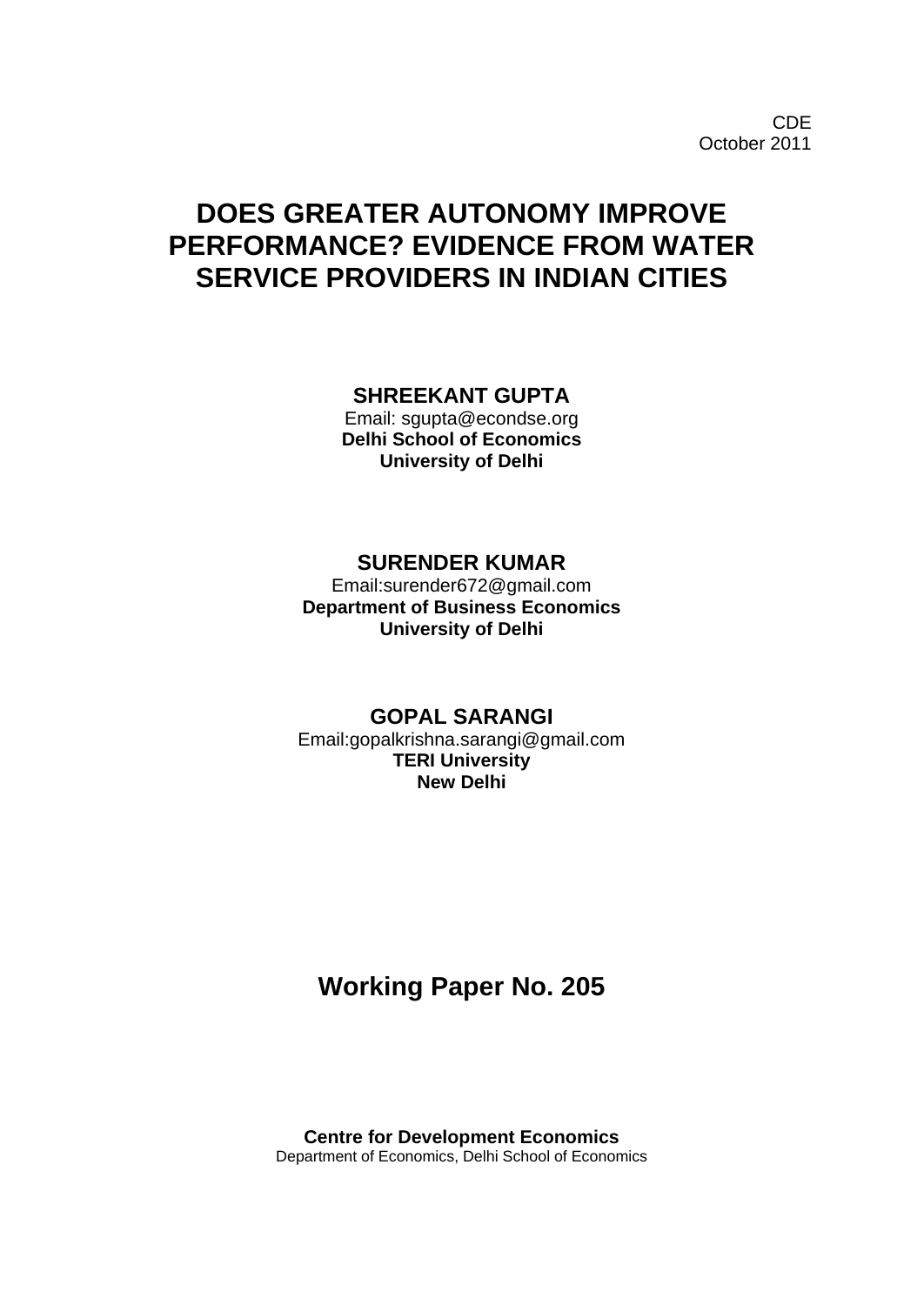CDE
October 2011

# DOES GREATER AUTONOMY IMPROVE PERFORMANCE? EVIDENCE FROM WATER SERVICE PROVIDERS IN INDIAN CITIES

**SHREEKANT GUPTA**
Email: sgupta@econdse.org
**Delhi School of Economics**
**University of Delhi**

**SURENDER KUMAR**
Email:surender672@gmail.com
**Department of Business Economics**
**University of Delhi**

**GOPAL SARANGI**
Email:gopalkrishna.sarangi@gmail.com
**TERI University**
**New Delhi**

## Working Paper No. 205

**Centre for Development Economics**
Department of Economics, Delhi School of Economics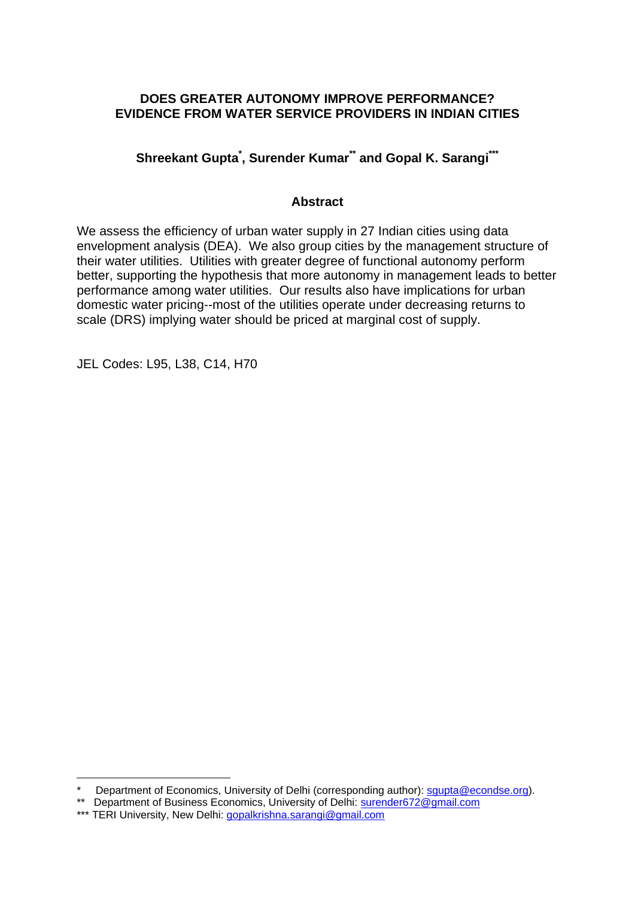# DOES GREATER AUTONOMY IMPROVE PERFORMANCE? EVIDENCE FROM WATER SERVICE PROVIDERS IN INDIAN CITIES

**Shreekant Gupta[*], Surender Kumar[**] and Gopal K. Sarangi[***]**

## Abstract

We assess the efficiency of urban water supply in 27 Indian cities using data envelopment analysis (DEA). We also group cities by the management structure of their water utilities. Utilities with greater degree of functional autonomy perform better, supporting the hypothesis that more autonomy in management leads to better performance among water utilities. Our results also have implications for urban domestic water pricing--most of the utilities operate under decreasing returns to scale (DRS) implying water should be priced at marginal cost of supply.

JEL Codes: L95, L38, C14, H70

---

[*] Department of Economics, University of Delhi (corresponding author): sgupta@econdse.org).

[**] Department of Business Economics, University of Delhi: surender672@gmail.com

[***] TERI University, New Delhi: gopalkrishna.sarangi@gmail.com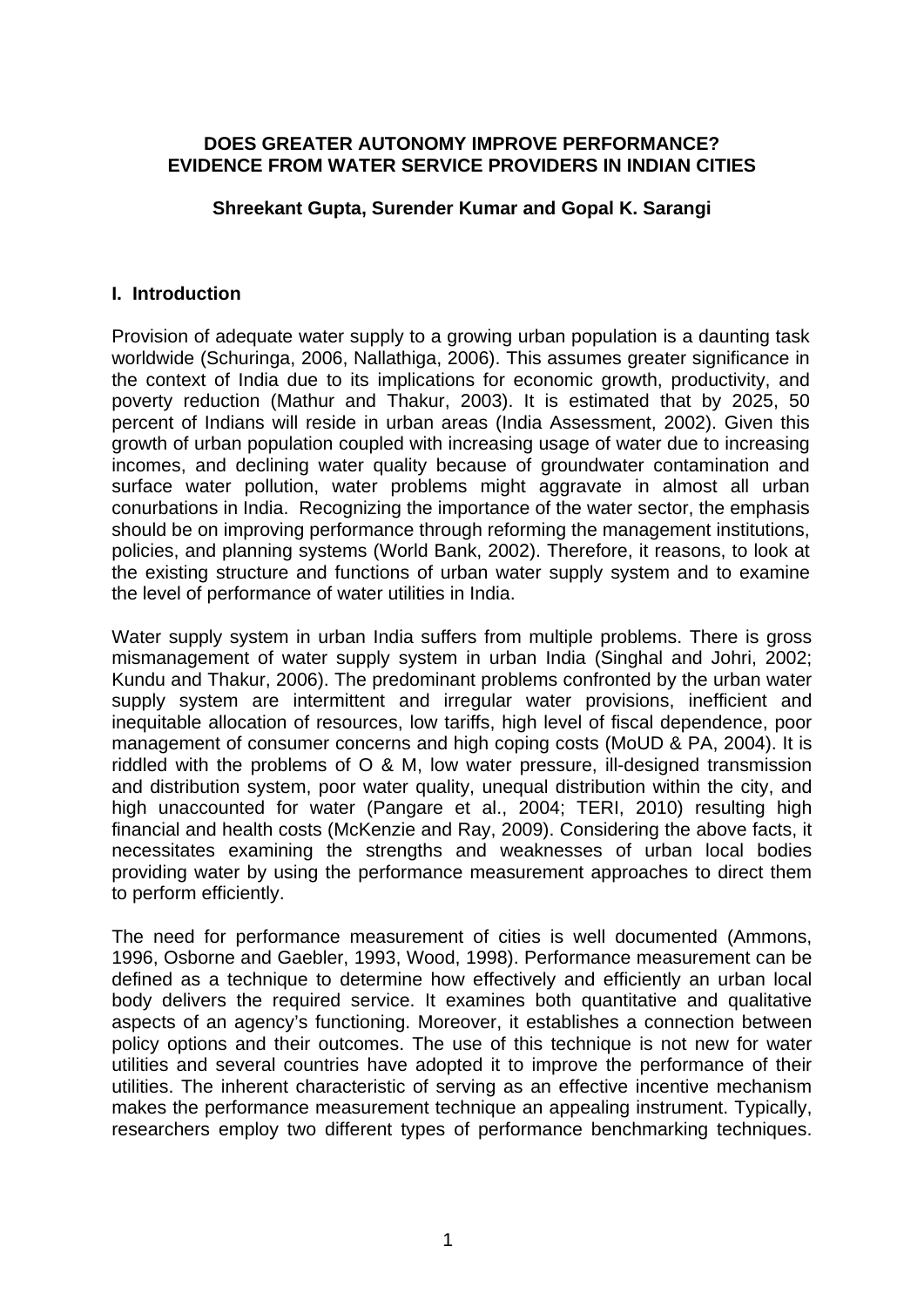**DOES GREATER AUTONOMY IMPROVE PERFORMANCE?**
**EVIDENCE FROM WATER SERVICE PROVIDERS IN INDIAN CITIES**

**Shreekant Gupta, Surender Kumar and Gopal K. Sarangi**

## I. Introduction

Provision of adequate water supply to a growing urban population is a daunting task worldwide (Schuringa, 2006, Nallathiga, 2006). This assumes greater significance in the context of India due to its implications for economic growth, productivity, and poverty reduction (Mathur and Thakur, 2003). It is estimated that by 2025, 50 percent of Indians will reside in urban areas (India Assessment, 2002). Given this growth of urban population coupled with increasing usage of water due to increasing incomes, and declining water quality because of groundwater contamination and surface water pollution, water problems might aggravate in almost all urban conurbations in India. Recognizing the importance of the water sector, the emphasis should be on improving performance through reforming the management institutions, policies, and planning systems (World Bank, 2002). Therefore, it reasons, to look at the existing structure and functions of urban water supply system and to examine the level of performance of water utilities in India.

Water supply system in urban India suffers from multiple problems. There is gross mismanagement of water supply system in urban India (Singhal and Johri, 2002; Kundu and Thakur, 2006). The predominant problems confronted by the urban water supply system are intermittent and irregular water provisions, inefficient and inequitable allocation of resources, low tariffs, high level of fiscal dependence, poor management of consumer concerns and high coping costs (MoUD & PA, 2004). It is riddled with the problems of O & M, low water pressure, ill-designed transmission and distribution system, poor water quality, unequal distribution within the city, and high unaccounted for water (Pangare et al., 2004; TERI, 2010) resulting high financial and health costs (McKenzie and Ray, 2009). Considering the above facts, it necessitates examining the strengths and weaknesses of urban local bodies providing water by using the performance measurement approaches to direct them to perform efficiently.

The need for performance measurement of cities is well documented (Ammons, 1996, Osborne and Gaebler, 1993, Wood, 1998). Performance measurement can be defined as a technique to determine how effectively and efficiently an urban local body delivers the required service. It examines both quantitative and qualitative aspects of an agency's functioning. Moreover, it establishes a connection between policy options and their outcomes. The use of this technique is not new for water utilities and several countries have adopted it to improve the performance of their utilities. The inherent characteristic of serving as an effective incentive mechanism makes the performance measurement technique an appealing instrument. Typically, researchers employ two different types of performance benchmarking techniques.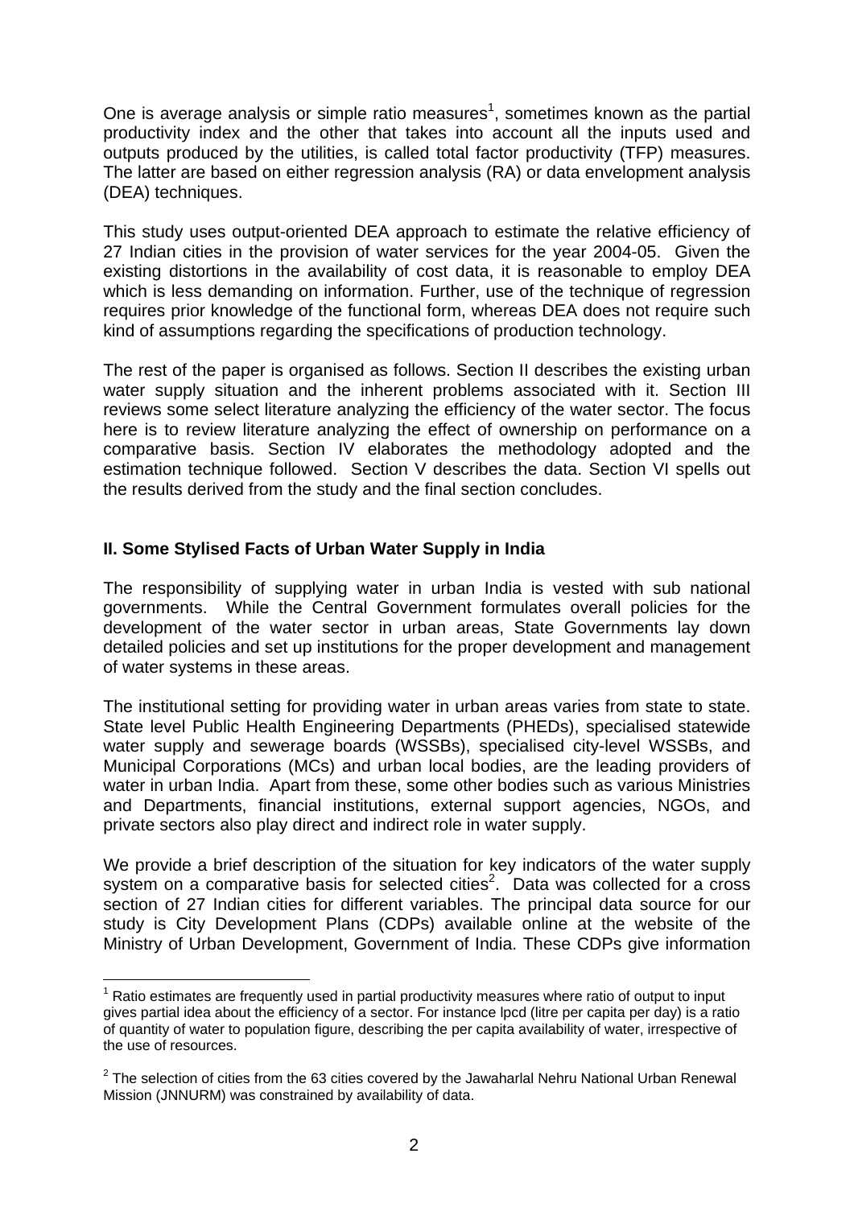One is average analysis or simple ratio measures[1], sometimes known as the partial productivity index and the other that takes into account all the inputs used and outputs produced by the utilities, is called total factor productivity (TFP) measures. The latter are based on either regression analysis (RA) or data envelopment analysis (DEA) techniques.

This study uses output-oriented DEA approach to estimate the relative efficiency of 27 Indian cities in the provision of water services for the year 2004-05. Given the existing distortions in the availability of cost data, it is reasonable to employ DEA which is less demanding on information. Further, use of the technique of regression requires prior knowledge of the functional form, whereas DEA does not require such kind of assumptions regarding the specifications of production technology.

The rest of the paper is organised as follows. Section II describes the existing urban water supply situation and the inherent problems associated with it. Section III reviews some select literature analyzing the efficiency of the water sector. The focus here is to review literature analyzing the effect of ownership on performance on a comparative basis. Section IV elaborates the methodology adopted and the estimation technique followed. Section V describes the data. Section VI spells out the results derived from the study and the final section concludes.

## II. Some Stylised Facts of Urban Water Supply in India

The responsibility of supplying water in urban India is vested with sub national governments. While the Central Government formulates overall policies for the development of the water sector in urban areas, State Governments lay down detailed policies and set up institutions for the proper development and management of water systems in these areas.

The institutional setting for providing water in urban areas varies from state to state. State level Public Health Engineering Departments (PHEDs), specialised statewide water supply and sewerage boards (WSSBs), specialised city-level WSSBs, and Municipal Corporations (MCs) and urban local bodies, are the leading providers of water in urban India. Apart from these, some other bodies such as various Ministries and Departments, financial institutions, external support agencies, NGOs, and private sectors also play direct and indirect role in water supply.

We provide a brief description of the situation for key indicators of the water supply system on a comparative basis for selected cities[2]. Data was collected for a cross section of 27 Indian cities for different variables. The principal data source for our study is City Development Plans (CDPs) available online at the website of the Ministry of Urban Development, Government of India. These CDPs give information

[1] Ratio estimates are frequently used in partial productivity measures where ratio of output to input gives partial idea about the efficiency of a sector. For instance lpcd (litre per capita per day) is a ratio of quantity of water to population figure, describing the per capita availability of water, irrespective of the use of resources.

[2] The selection of cities from the 63 cities covered by the Jawaharlal Nehru National Urban Renewal Mission (JNNURM) was constrained by availability of data.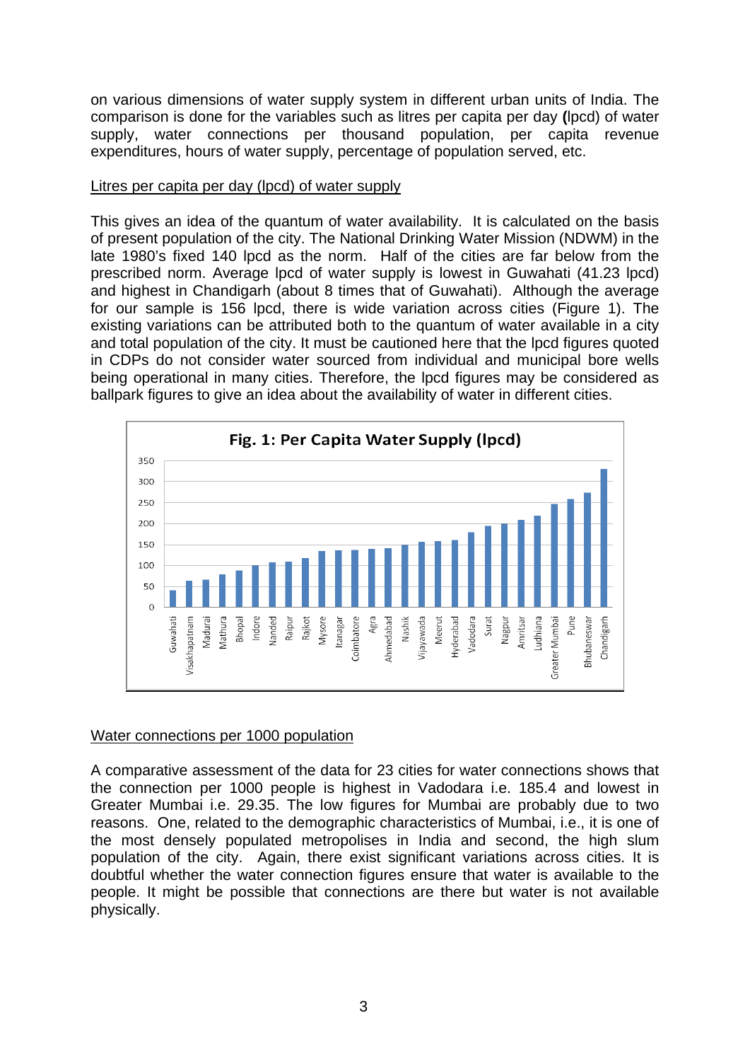on various dimensions of water supply system in different urban units of India. The comparison is done for the variables such as litres per capita per day (lpcd) of water supply, water connections per thousand population, per capita revenue expenditures, hours of water supply, percentage of population served, etc.

Litres per capita per day (lpcd) of water supply

This gives an idea of the quantum of water availability. It is calculated on the basis of present population of the city. The National Drinking Water Mission (NDWM) in the late 1980's fixed 140 lpcd as the norm. Half of the cities are far below from the prescribed norm. Average lpcd of water supply is lowest in Guwahati (41.23 lpcd) and highest in Chandigarh (about 8 times that of Guwahati). Although the average for our sample is 156 lpcd, there is wide variation across cities (Figure 1). The existing variations can be attributed both to the quantum of water available in a city and total population of the city. It must be cautioned here that the lpcd figures quoted in CDPs do not consider water sourced from individual and municipal bore wells being operational in many cities. Therefore, the lpcd figures may be considered as ballpark figures to give an idea about the availability of water in different cities.

**Fig. 1: Per Capita Water Supply (lpcd)**

Water connections per 1000 population

A comparative assessment of the data for 23 cities for water connections shows that the connection per 1000 people is highest in Vadodara i.e. 185.4 and lowest in Greater Mumbai i.e. 29.35. The low figures for Mumbai are probably due to two reasons. One, related to the demographic characteristics of Mumbai, i.e., it is one of the most densely populated metropolises in India and second, the high slum population of the city. Again, there exist significant variations across cities. It is doubtful whether the water connection figures ensure that water is available to the people. It might be possible that connections are there but water is not available physically.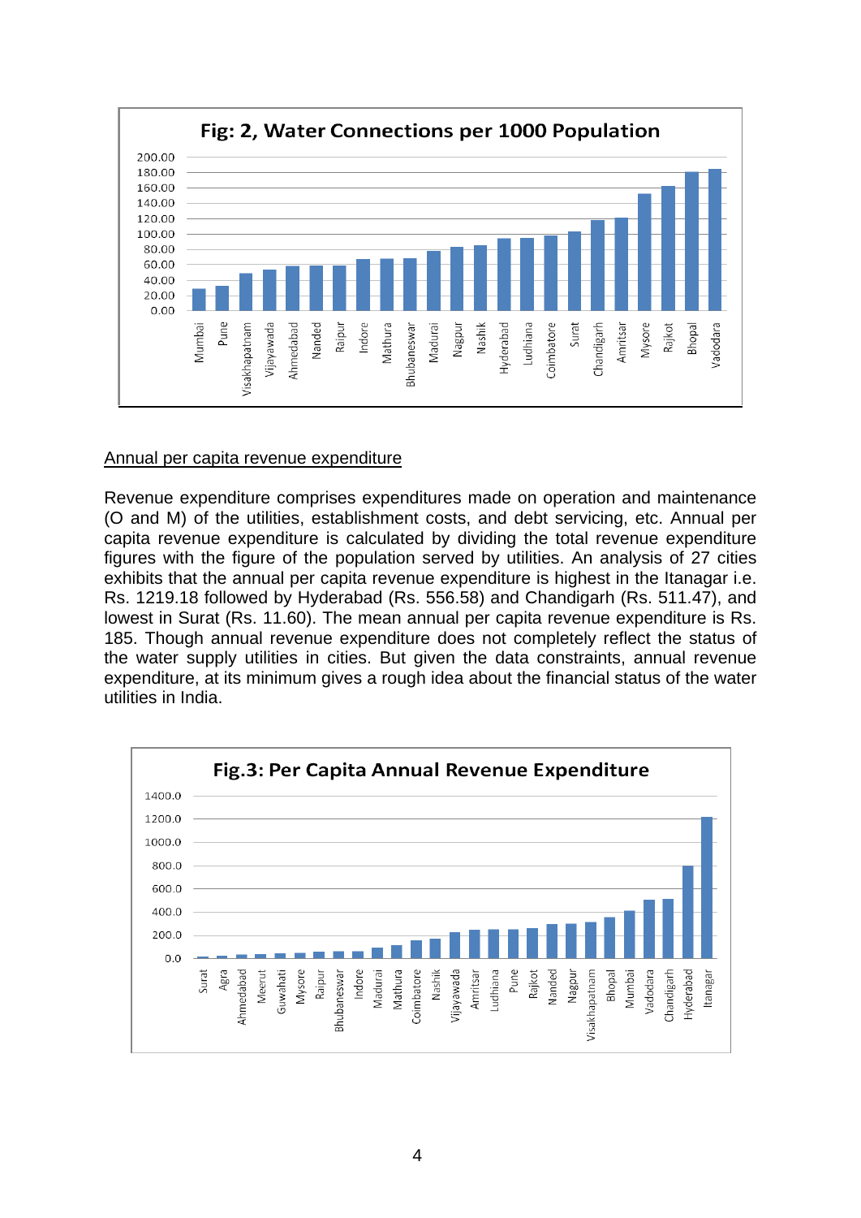**Fig: 2, Water Connections per 1000 Population**

Annual per capita revenue expenditure

Revenue expenditure comprises expenditures made on operation and maintenance (O and M) of the utilities, establishment costs, and debt servicing, etc. Annual per capita revenue expenditure is calculated by dividing the total revenue expenditure figures with the figure of the population served by utilities. An analysis of 27 cities exhibits that the annual per capita revenue expenditure is highest in the Itanagar i.e. Rs. 1219.18 followed by Hyderabad (Rs. 556.58) and Chandigarh (Rs. 511.47), and lowest in Surat (Rs. 11.60). The mean annual per capita revenue expenditure is Rs. 185. Though annual revenue expenditure does not completely reflect the status of the water supply utilities in cities. But given the data constraints, annual revenue expenditure, at its minimum gives a rough idea about the financial status of the water utilities in India.

**Fig.3: Per Capita Annual Revenue Expenditure**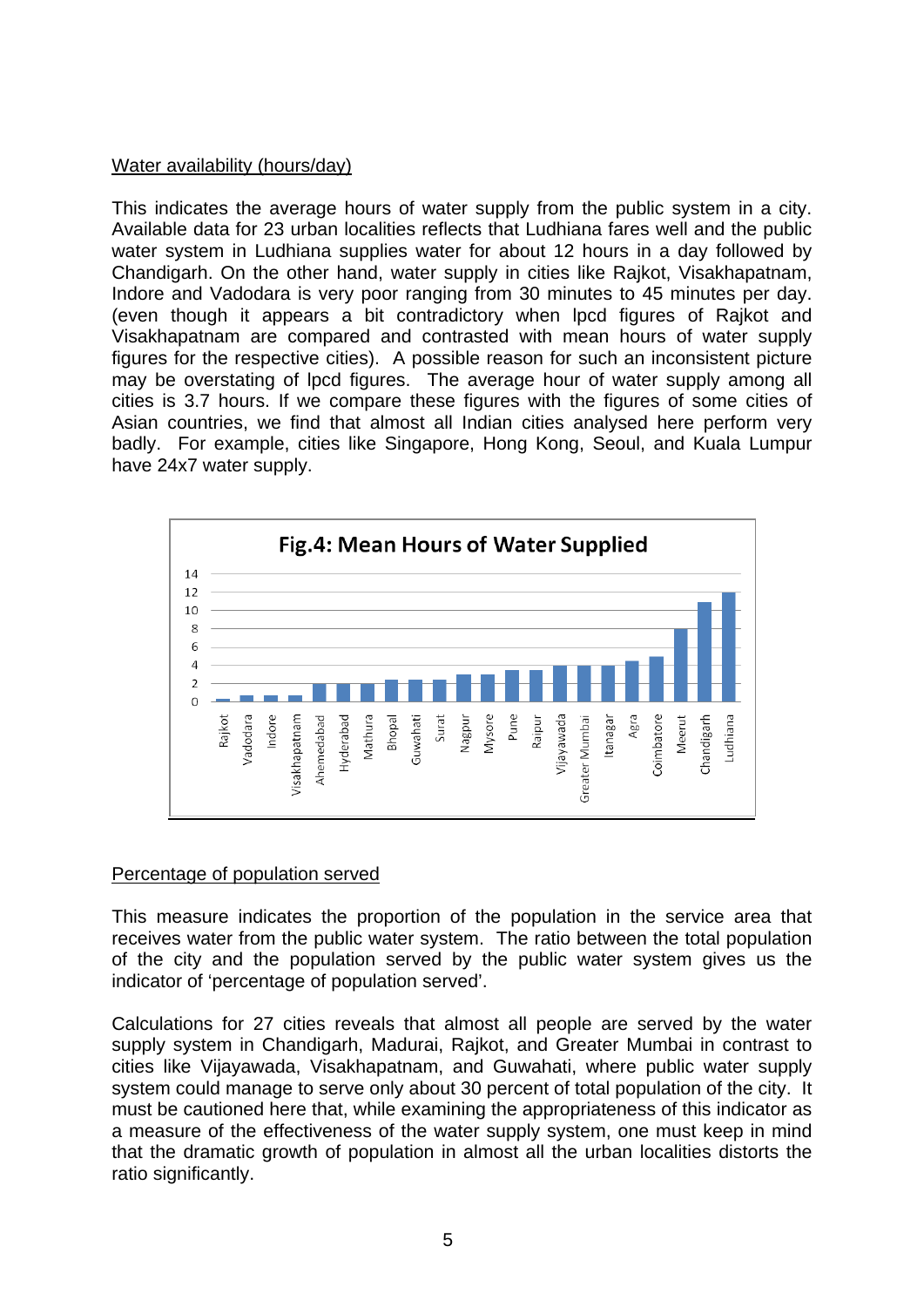Water availability (hours/day)

This indicates the average hours of water supply from the public system in a city. Available data for 23 urban localities reflects that Ludhiana fares well and the public water system in Ludhiana supplies water for about 12 hours in a day followed by Chandigarh. On the other hand, water supply in cities like Rajkot, Visakhapatnam, Indore and Vadodara is very poor ranging from 30 minutes to 45 minutes per day. (even though it appears a bit contradictory when lpcd figures of Rajkot and Visakhapatnam are compared and contrasted with mean hours of water supply figures for the respective cities). A possible reason for such an inconsistent picture may be overstating of lpcd figures. The average hour of water supply among all cities is 3.7 hours. If we compare these figures with the figures of some cities of Asian countries, we find that almost all Indian cities analysed here perform very badly. For example, cities like Singapore, Hong Kong, Seoul, and Kuala Lumpur have 24x7 water supply.

**Fig.4: Mean Hours of Water Supplied**

Percentage of population served

This measure indicates the proportion of the population in the service area that receives water from the public water system. The ratio between the total population of the city and the population served by the public water system gives us the indicator of 'percentage of population served'.

Calculations for 27 cities reveals that almost all people are served by the water supply system in Chandigarh, Madurai, Rajkot, and Greater Mumbai in contrast to cities like Vijayawada, Visakhapatnam, and Guwahati, where public water supply system could manage to serve only about 30 percent of total population of the city. It must be cautioned here that, while examining the appropriateness of this indicator as a measure of the effectiveness of the water supply system, one must keep in mind that the dramatic growth of population in almost all the urban localities distorts the ratio significantly.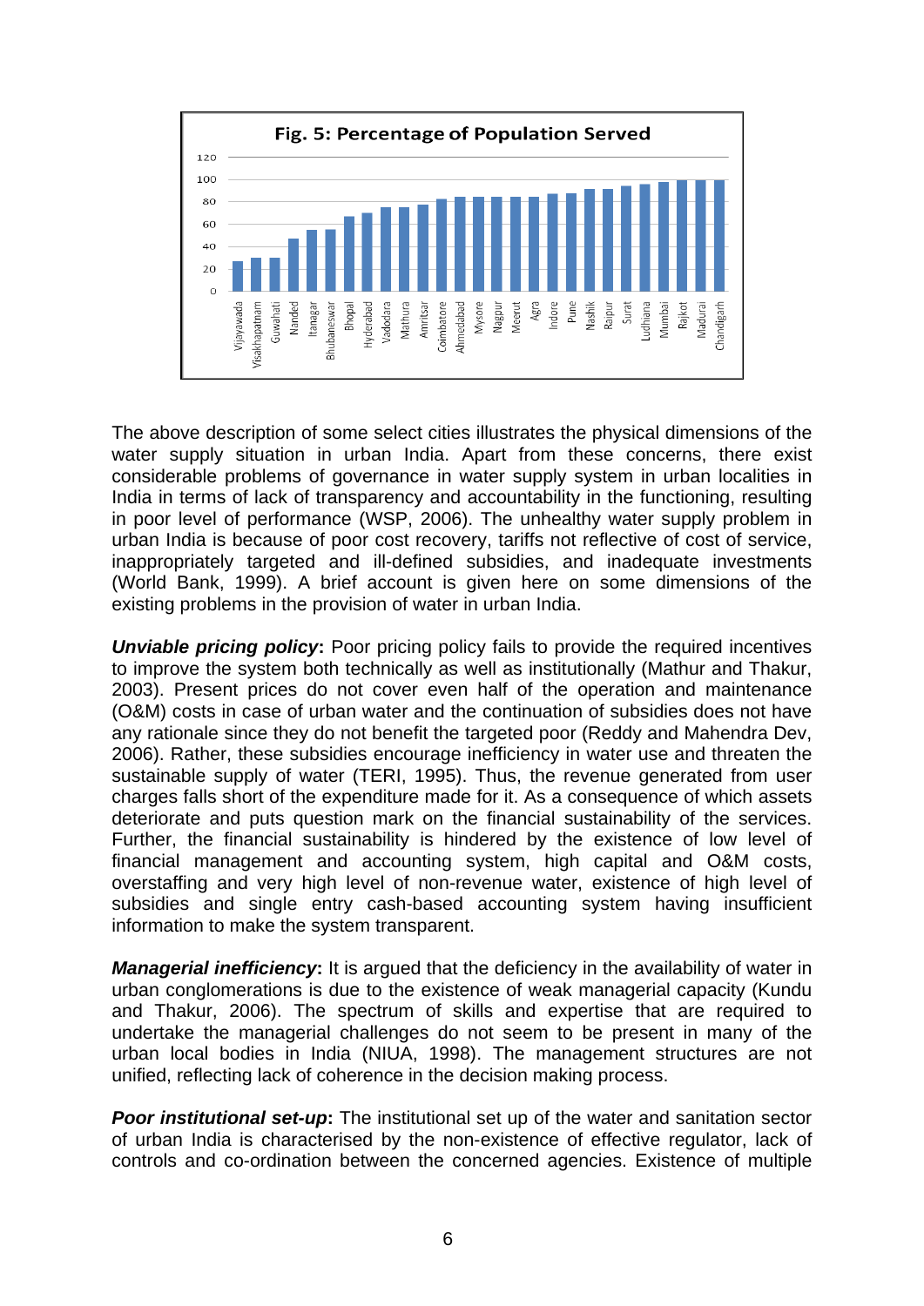**Fig. 5: Percentage of Population Served**

The above description of some select cities illustrates the physical dimensions of the water supply situation in urban India. Apart from these concerns, there exist considerable problems of governance in water supply system in urban localities in India in terms of lack of transparency and accountability in the functioning, resulting in poor level of performance (WSP, 2006). The unhealthy water supply problem in urban India is because of poor cost recovery, tariffs not reflective of cost of service, inappropriately targeted and ill-defined subsidies, and inadequate investments (World Bank, 1999). A brief account is given here on some dimensions of the existing problems in the provision of water in urban India.

***Unviable pricing policy*:** Poor pricing policy fails to provide the required incentives to improve the system both technically as well as institutionally (Mathur and Thakur, 2003). Present prices do not cover even half of the operation and maintenance (O&M) costs in case of urban water and the continuation of subsidies does not have any rationale since they do not benefit the targeted poor (Reddy and Mahendra Dev, 2006). Rather, these subsidies encourage inefficiency in water use and threaten the sustainable supply of water (TERI, 1995). Thus, the revenue generated from user charges falls short of the expenditure made for it. As a consequence of which assets deteriorate and puts question mark on the financial sustainability of the services. Further, the financial sustainability is hindered by the existence of low level of financial management and accounting system, high capital and O&M costs, overstaffing and very high level of non-revenue water, existence of high level of subsidies and single entry cash-based accounting system having insufficient information to make the system transparent.

***Managerial inefficiency*:** It is argued that the deficiency in the availability of water in urban conglomerations is due to the existence of weak managerial capacity (Kundu and Thakur, 2006). The spectrum of skills and expertise that are required to undertake the managerial challenges do not seem to be present in many of the urban local bodies in India (NIUA, 1998). The management structures are not unified, reflecting lack of coherence in the decision making process.

***Poor institutional set-up*:** The institutional set up of the water and sanitation sector of urban India is characterised by the non-existence of effective regulator, lack of controls and co-ordination between the concerned agencies. Existence of multiple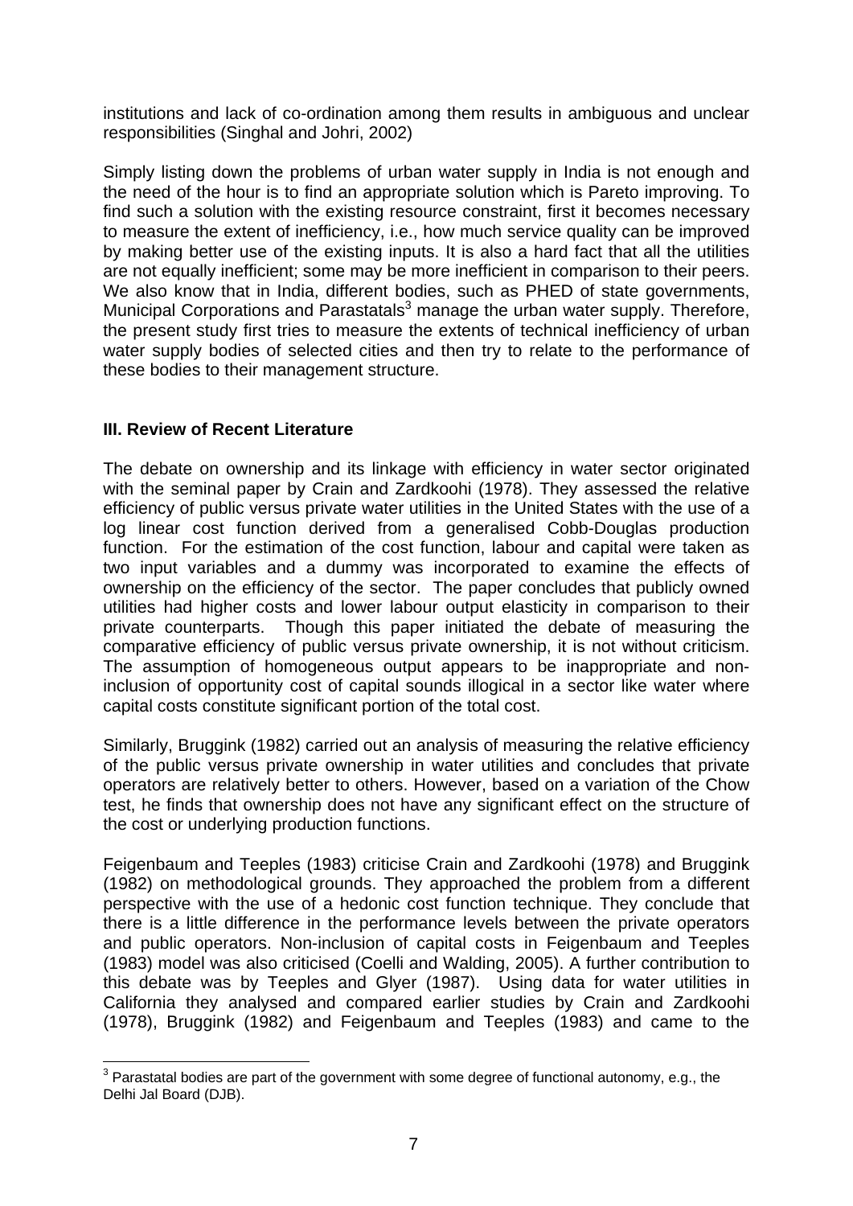institutions and lack of co-ordination among them results in ambiguous and unclear responsibilities (Singhal and Johri, 2002)

Simply listing down the problems of urban water supply in India is not enough and the need of the hour is to find an appropriate solution which is Pareto improving. To find such a solution with the existing resource constraint, first it becomes necessary to measure the extent of inefficiency, i.e., how much service quality can be improved by making better use of the existing inputs. It is also a hard fact that all the utilities are not equally inefficient; some may be more inefficient in comparison to their peers. We also know that in India, different bodies, such as PHED of state governments, Municipal Corporations and Parastatals[3] manage the urban water supply. Therefore, the present study first tries to measure the extents of technical inefficiency of urban water supply bodies of selected cities and then try to relate to the performance of these bodies to their management structure.

## III. Review of Recent Literature

The debate on ownership and its linkage with efficiency in water sector originated with the seminal paper by Crain and Zardkoohi (1978). They assessed the relative efficiency of public versus private water utilities in the United States with the use of a log linear cost function derived from a generalised Cobb-Douglas production function. For the estimation of the cost function, labour and capital were taken as two input variables and a dummy was incorporated to examine the effects of ownership on the efficiency of the sector. The paper concludes that publicly owned utilities had higher costs and lower labour output elasticity in comparison to their private counterparts. Though this paper initiated the debate of measuring the comparative efficiency of public versus private ownership, it is not without criticism. The assumption of homogeneous output appears to be inappropriate and non-inclusion of opportunity cost of capital sounds illogical in a sector like water where capital costs constitute significant portion of the total cost.

Similarly, Bruggink (1982) carried out an analysis of measuring the relative efficiency of the public versus private ownership in water utilities and concludes that private operators are relatively better to others. However, based on a variation of the Chow test, he finds that ownership does not have any significant effect on the structure of the cost or underlying production functions.

Feigenbaum and Teeples (1983) criticise Crain and Zardkoohi (1978) and Bruggink (1982) on methodological grounds. They approached the problem from a different perspective with the use of a hedonic cost function technique. They conclude that there is a little difference in the performance levels between the private operators and public operators. Non-inclusion of capital costs in Feigenbaum and Teeples (1983) model was also criticised (Coelli and Walding, 2005). A further contribution to this debate was by Teeples and Glyer (1987). Using data for water utilities in California they analysed and compared earlier studies by Crain and Zardkoohi (1978), Bruggink (1982) and Feigenbaum and Teeples (1983) and came to the

[3] Parastatal bodies are part of the government with some degree of functional autonomy, e.g., the Delhi Jal Board (DJB).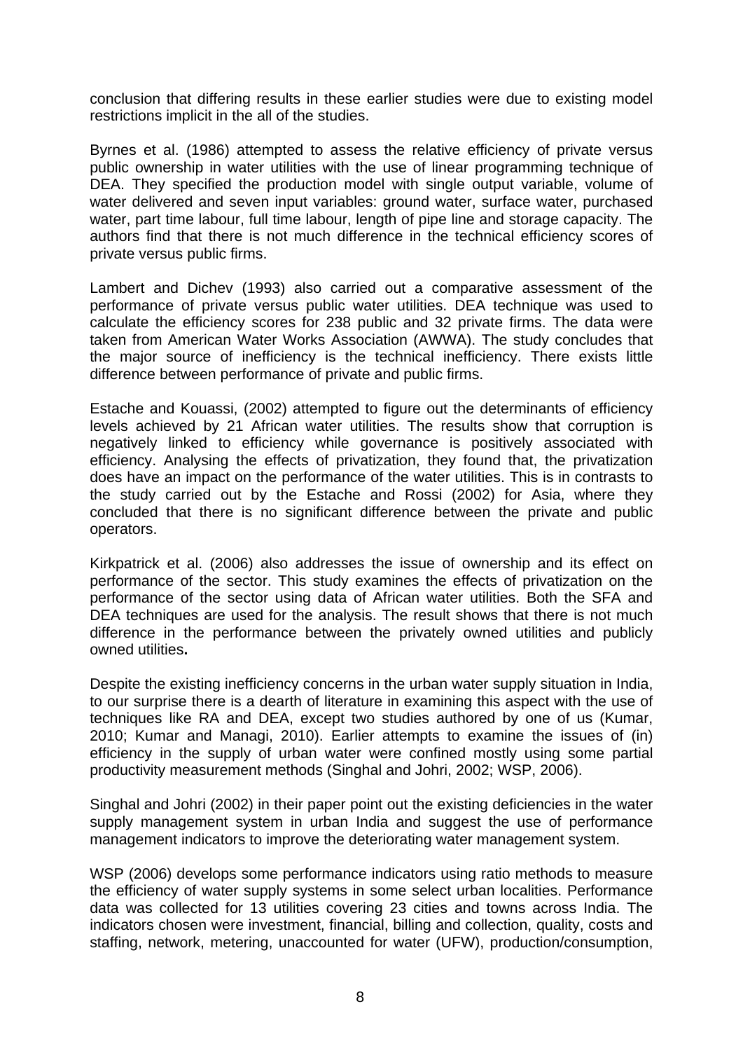conclusion that differing results in these earlier studies were due to existing model restrictions implicit in the all of the studies.

Byrnes et al. (1986) attempted to assess the relative efficiency of private versus public ownership in water utilities with the use of linear programming technique of DEA. They specified the production model with single output variable, volume of water delivered and seven input variables: ground water, surface water, purchased water, part time labour, full time labour, length of pipe line and storage capacity. The authors find that there is not much difference in the technical efficiency scores of private versus public firms.

Lambert and Dichev (1993) also carried out a comparative assessment of the performance of private versus public water utilities. DEA technique was used to calculate the efficiency scores for 238 public and 32 private firms. The data were taken from American Water Works Association (AWWA). The study concludes that the major source of inefficiency is the technical inefficiency. There exists little difference between performance of private and public firms.

Estache and Kouassi, (2002) attempted to figure out the determinants of efficiency levels achieved by 21 African water utilities. The results show that corruption is negatively linked to efficiency while governance is positively associated with efficiency. Analysing the effects of privatization, they found that, the privatization does have an impact on the performance of the water utilities. This is in contrasts to the study carried out by the Estache and Rossi (2002) for Asia, where they concluded that there is no significant difference between the private and public operators.

Kirkpatrick et al. (2006) also addresses the issue of ownership and its effect on performance of the sector. This study examines the effects of privatization on the performance of the sector using data of African water utilities. Both the SFA and DEA techniques are used for the analysis. The result shows that there is not much difference in the performance between the privately owned utilities and publicly owned utilities**.**

Despite the existing inefficiency concerns in the urban water supply situation in India, to our surprise there is a dearth of literature in examining this aspect with the use of techniques like RA and DEA, except two studies authored by one of us (Kumar, 2010; Kumar and Managi, 2010). Earlier attempts to examine the issues of (in) efficiency in the supply of urban water were confined mostly using some partial productivity measurement methods (Singhal and Johri, 2002; WSP, 2006).

Singhal and Johri (2002) in their paper point out the existing deficiencies in the water supply management system in urban India and suggest the use of performance management indicators to improve the deteriorating water management system.

WSP (2006) develops some performance indicators using ratio methods to measure the efficiency of water supply systems in some select urban localities. Performance data was collected for 13 utilities covering 23 cities and towns across India. The indicators chosen were investment, financial, billing and collection, quality, costs and staffing, network, metering, unaccounted for water (UFW), production/consumption,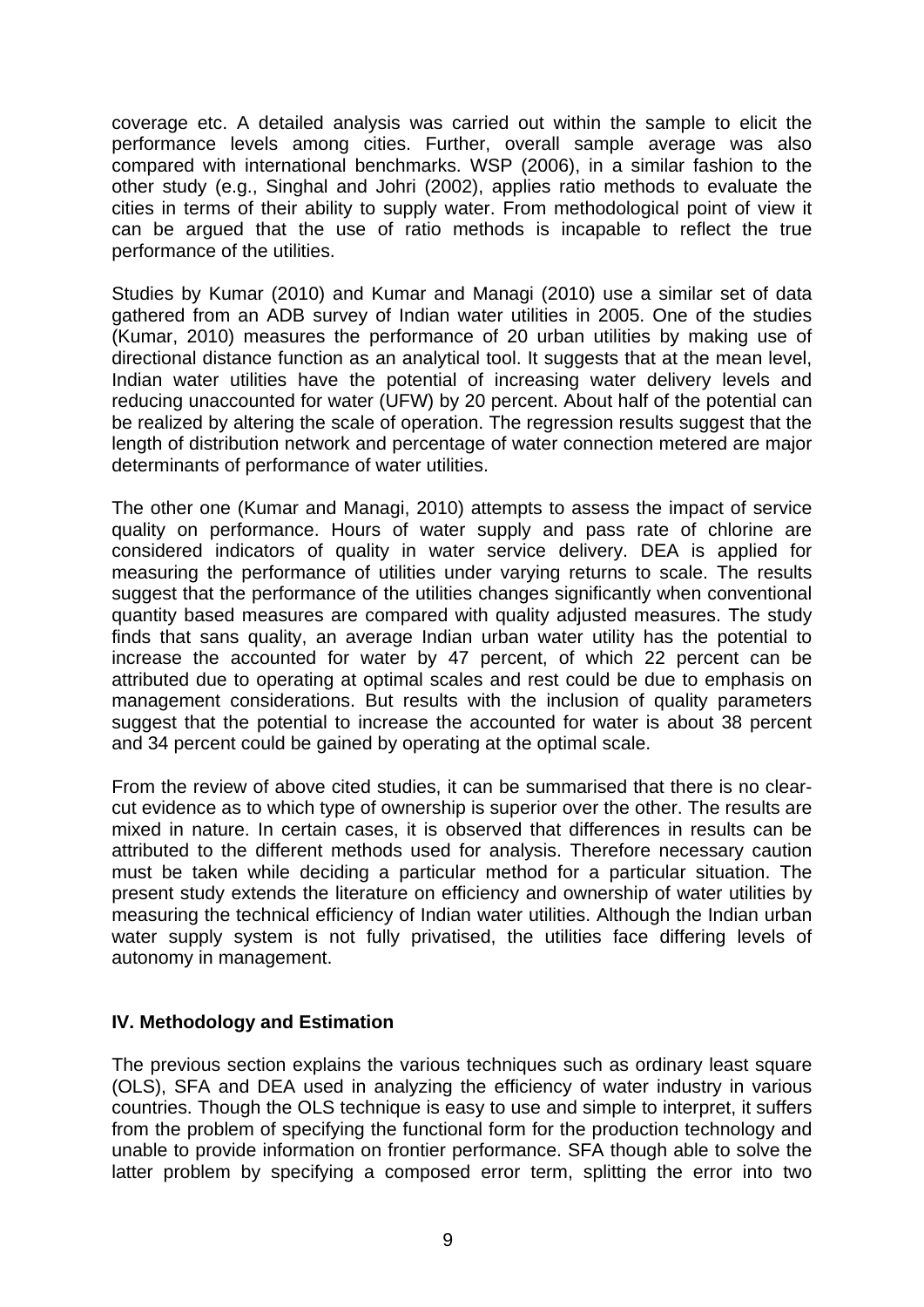coverage etc. A detailed analysis was carried out within the sample to elicit the performance levels among cities. Further, overall sample average was also compared with international benchmarks. WSP (2006), in a similar fashion to the other study (e.g., Singhal and Johri (2002), applies ratio methods to evaluate the cities in terms of their ability to supply water. From methodological point of view it can be argued that the use of ratio methods is incapable to reflect the true performance of the utilities.

Studies by Kumar (2010) and Kumar and Managi (2010) use a similar set of data gathered from an ADB survey of Indian water utilities in 2005. One of the studies (Kumar, 2010) measures the performance of 20 urban utilities by making use of directional distance function as an analytical tool. It suggests that at the mean level, Indian water utilities have the potential of increasing water delivery levels and reducing unaccounted for water (UFW) by 20 percent. About half of the potential can be realized by altering the scale of operation. The regression results suggest that the length of distribution network and percentage of water connection metered are major determinants of performance of water utilities.

The other one (Kumar and Managi, 2010) attempts to assess the impact of service quality on performance. Hours of water supply and pass rate of chlorine are considered indicators of quality in water service delivery. DEA is applied for measuring the performance of utilities under varying returns to scale. The results suggest that the performance of the utilities changes significantly when conventional quantity based measures are compared with quality adjusted measures. The study finds that sans quality, an average Indian urban water utility has the potential to increase the accounted for water by 47 percent, of which 22 percent can be attributed due to operating at optimal scales and rest could be due to emphasis on management considerations. But results with the inclusion of quality parameters suggest that the potential to increase the accounted for water is about 38 percent and 34 percent could be gained by operating at the optimal scale.

From the review of above cited studies, it can be summarised that there is no clear-cut evidence as to which type of ownership is superior over the other. The results are mixed in nature. In certain cases, it is observed that differences in results can be attributed to the different methods used for analysis. Therefore necessary caution must be taken while deciding a particular method for a particular situation. The present study extends the literature on efficiency and ownership of water utilities by measuring the technical efficiency of Indian water utilities. Although the Indian urban water supply system is not fully privatised, the utilities face differing levels of autonomy in management.

## IV. Methodology and Estimation

The previous section explains the various techniques such as ordinary least square (OLS), SFA and DEA used in analyzing the efficiency of water industry in various countries. Though the OLS technique is easy to use and simple to interpret, it suffers from the problem of specifying the functional form for the production technology and unable to provide information on frontier performance. SFA though able to solve the latter problem by specifying a composed error term, splitting the error into two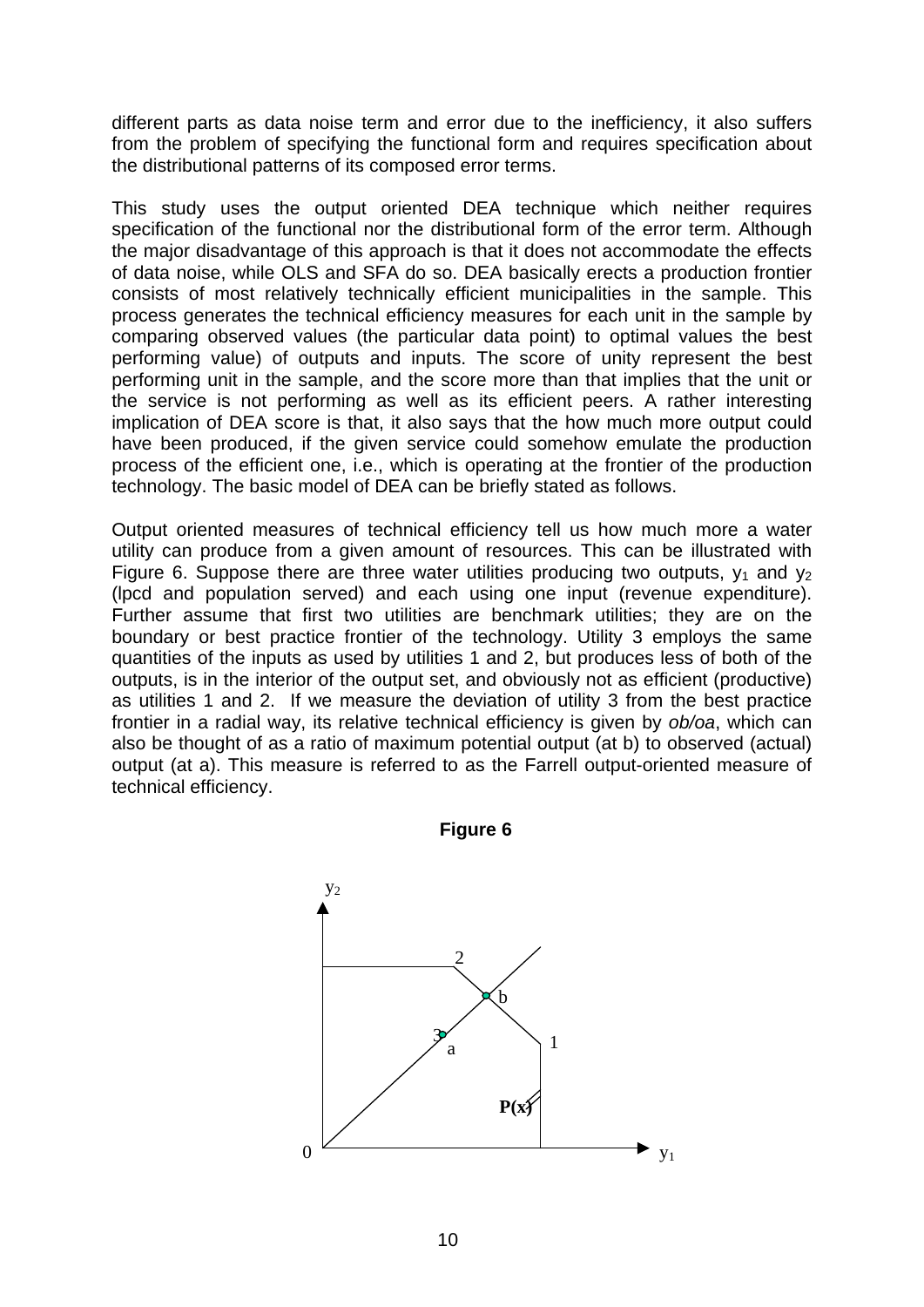different parts as data noise term and error due to the inefficiency, it also suffers from the problem of specifying the functional form and requires specification about the distributional patterns of its composed error terms.

This study uses the output oriented DEA technique which neither requires specification of the functional nor the distributional form of the error term. Although the major disadvantage of this approach is that it does not accommodate the effects of data noise, while OLS and SFA do so. DEA basically erects a production frontier consists of most relatively technically efficient municipalities in the sample. This process generates the technical efficiency measures for each unit in the sample by comparing observed values (the particular data point) to optimal values the best performing value) of outputs and inputs. The score of unity represent the best performing unit in the sample, and the score more than that implies that the unit or the service is not performing as well as its efficient peers. A rather interesting implication of DEA score is that, it also says that the how much more output could have been produced, if the given service could somehow emulate the production process of the efficient one, i.e., which is operating at the frontier of the production technology. The basic model of DEA can be briefly stated as follows.

Output oriented measures of technical efficiency tell us how much more a water utility can produce from a given amount of resources. This can be illustrated with Figure 6. Suppose there are three water utilities producing two outputs, $y_1$ and $y_2$ (lpcd and population served) and each using one input (revenue expenditure). Further assume that first two utilities are benchmark utilities; they are on the boundary or best practice frontier of the technology. Utility 3 employs the same quantities of the inputs as used by utilities 1 and 2, but produces less of both of the outputs, is in the interior of the output set, and obviously not as efficient (productive) as utilities 1 and 2. If we measure the deviation of utility 3 from the best practice frontier in a radial way, its relative technical efficiency is given by *ob/oa*, which can also be thought of as a ratio of maximum potential output (at b) to observed (actual) output (at a). This measure is referred to as the Farrell output-oriented measure of technical efficiency.

**Figure 6**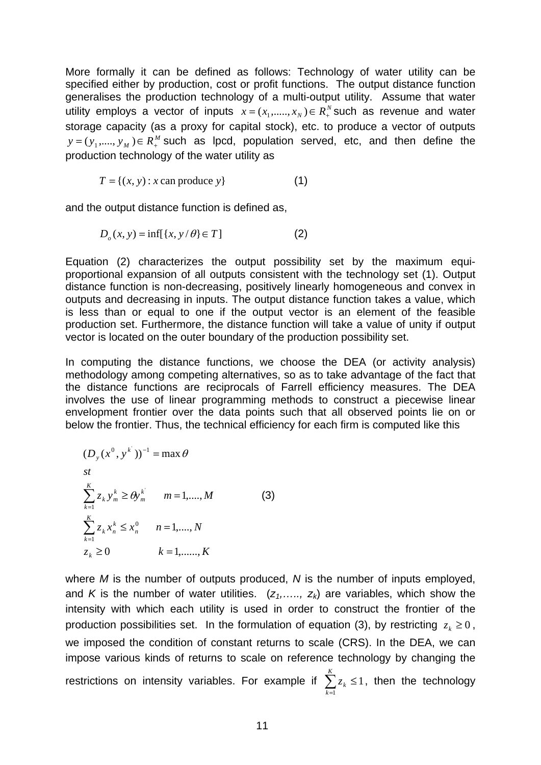More formally it can be defined as follows: Technology of water utility can be specified either by production, cost or profit functions. The output distance function generalises the production technology of a multi-output utility. Assume that water utility employs a vector of inputs $x = (x_1, \ldots, x_N) \in R_+^N$ such as revenue and water storage capacity (as a proxy for capital stock), etc. to produce a vector of outputs $y = (y_1, \ldots, y_M) \in R_+^M$ such as lpcd, population served, etc, and then define the production technology of the water utility as

$$T = \{(x, y) : x \text{ can produce } y\} \qquad (1)$$

and the output distance function is defined as,

$$D_o(x, y) = \inf[\{x, y/\theta\} \in T] \qquad (2)$$

Equation (2) characterizes the output possibility set by the maximum equi-proportional expansion of all outputs consistent with the technology set (1). Output distance function is non-decreasing, positively linearly homogeneous and convex in outputs and decreasing in inputs. The output distance function takes a value, which is less than or equal to one if the output vector is an element of the feasible production set. Furthermore, the distance function will take a value of unity if output vector is located on the outer boundary of the production possibility set.

In computing the distance functions, we choose the DEA (or activity analysis) methodology among competing alternatives, so as to take advantage of the fact that the distance functions are reciprocals of Farrell efficiency measures. The DEA involves the use of linear programming methods to construct a piecewise linear envelopment frontier over the data points such that all observed points lie on or below the frontier. Thus, the technical efficiency for each firm is computed like this

$$
\begin{aligned}
&(D_y(x^0, y^{k'}))^{-1} = \max \theta \\
&st \\
&\sum_{k=1}^{K} z_k y_m^k \geq \theta y_m^{k'} \qquad m = 1, \ldots, M \\
&\sum_{k=1}^{K} z_k x_n^k \leq x_n^0 \qquad n = 1, \ldots, N \\
&z_k \geq 0 \qquad\qquad k = 1, \ldots, K
\end{aligned} \qquad (3)
$$

where *M* is the number of outputs produced, *N* is the number of inputs employed, and *K* is the number of water utilities. ($z_1, \ldots, z_k$) are variables, which show the intensity with which each utility is used in order to construct the frontier of the production possibilities set. In the formulation of equation (3), by restricting $z_k \geq 0$, we imposed the condition of constant returns to scale (CRS). In the DEA, we can impose various kinds of returns to scale on reference technology by changing the restrictions on intensity variables. For example if $\sum_{k=1}^{K} z_k \leq 1$, then the technology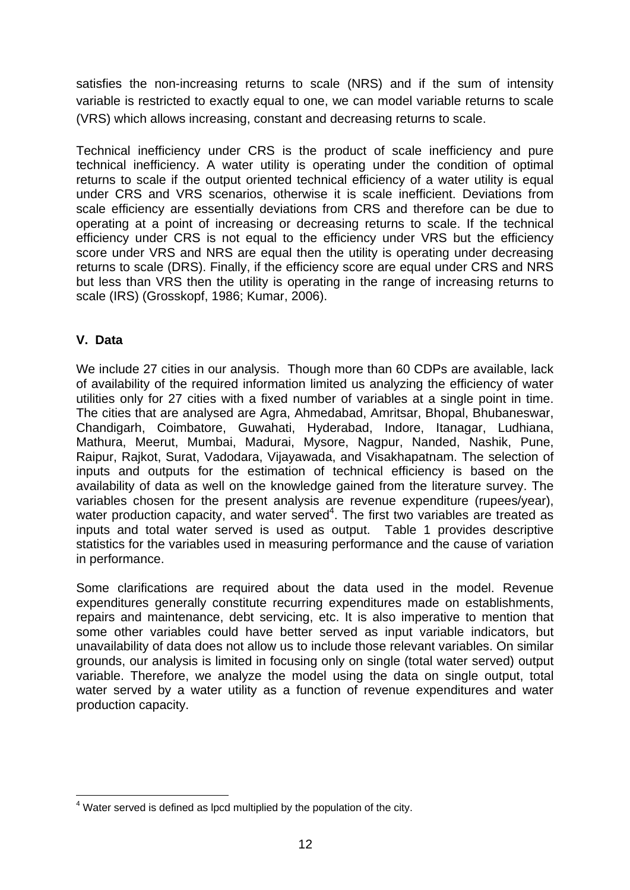satisfies the non-increasing returns to scale (NRS) and if the sum of intensity variable is restricted to exactly equal to one, we can model variable returns to scale (VRS) which allows increasing, constant and decreasing returns to scale.

Technical inefficiency under CRS is the product of scale inefficiency and pure technical inefficiency. A water utility is operating under the condition of optimal returns to scale if the output oriented technical efficiency of a water utility is equal under CRS and VRS scenarios, otherwise it is scale inefficient. Deviations from scale efficiency are essentially deviations from CRS and therefore can be due to operating at a point of increasing or decreasing returns to scale. If the technical efficiency under CRS is not equal to the efficiency under VRS but the efficiency score under VRS and NRS are equal then the utility is operating under decreasing returns to scale (DRS). Finally, if the efficiency score are equal under CRS and NRS but less than VRS then the utility is operating in the range of increasing returns to scale (IRS) (Grosskopf, 1986; Kumar, 2006).

## V. Data

We include 27 cities in our analysis. Though more than 60 CDPs are available, lack of availability of the required information limited us analyzing the efficiency of water utilities only for 27 cities with a fixed number of variables at a single point in time. The cities that are analysed are Agra, Ahmedabad, Amritsar, Bhopal, Bhubaneswar, Chandigarh, Coimbatore, Guwahati, Hyderabad, Indore, Itanagar, Ludhiana, Mathura, Meerut, Mumbai, Madurai, Mysore, Nagpur, Nanded, Nashik, Pune, Raipur, Rajkot, Surat, Vadodara, Vijayawada, and Visakhapatnam. The selection of inputs and outputs for the estimation of technical efficiency is based on the availability of data as well on the knowledge gained from the literature survey. The variables chosen for the present analysis are revenue expenditure (rupees/year), water production capacity, and water served[4]. The first two variables are treated as inputs and total water served is used as output. Table 1 provides descriptive statistics for the variables used in measuring performance and the cause of variation in performance.

Some clarifications are required about the data used in the model. Revenue expenditures generally constitute recurring expenditures made on establishments, repairs and maintenance, debt servicing, etc. It is also imperative to mention that some other variables could have better served as input variable indicators, but unavailability of data does not allow us to include those relevant variables. On similar grounds, our analysis is limited in focusing only on single (total water served) output variable. Therefore, we analyze the model using the data on single output, total water served by a water utility as a function of revenue expenditures and water production capacity.

[4] Water served is defined as lpcd multiplied by the population of the city.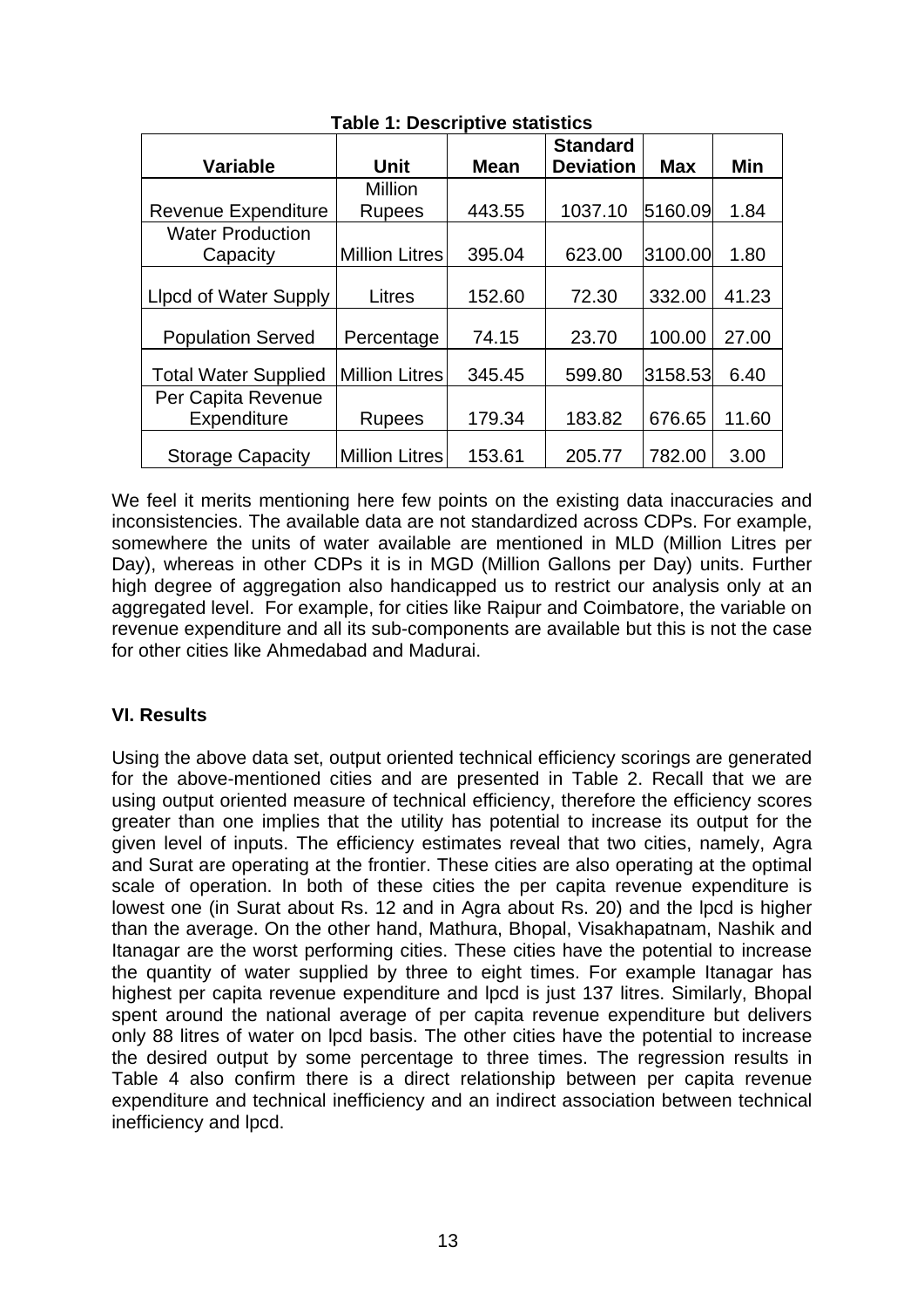**Table 1: Descriptive statistics**

| Variable | Unit | Mean | Standard Deviation | Max | Min |
|---|---|---|---|---|---|
| Revenue Expenditure | Million Rupees | 443.55 | 1037.10 | 5160.09 | 1.84 |
| Water Production Capacity | Million Litres | 395.04 | 623.00 | 3100.00 | 1.80 |
| Llpcd of Water Supply | Litres | 152.60 | 72.30 | 332.00 | 41.23 |
| Population Served | Percentage | 74.15 | 23.70 | 100.00 | 27.00 |
| Total Water Supplied | Million Litres | 345.45 | 599.80 | 3158.53 | 6.40 |
| Per Capita Revenue Expenditure | Rupees | 179.34 | 183.82 | 676.65 | 11.60 |
| Storage Capacity | Million Litres | 153.61 | 205.77 | 782.00 | 3.00 |

We feel it merits mentioning here few points on the existing data inaccuracies and inconsistencies. The available data are not standardized across CDPs. For example, somewhere the units of water available are mentioned in MLD (Million Litres per Day), whereas in other CDPs it is in MGD (Million Gallons per Day) units. Further high degree of aggregation also handicapped us to restrict our analysis only at an aggregated level. For example, for cities like Raipur and Coimbatore, the variable on revenue expenditure and all its sub-components are available but this is not the case for other cities like Ahmedabad and Madurai.

## VI. Results

Using the above data set, output oriented technical efficiency scorings are generated for the above-mentioned cities and are presented in Table 2. Recall that we are using output oriented measure of technical efficiency, therefore the efficiency scores greater than one implies that the utility has potential to increase its output for the given level of inputs. The efficiency estimates reveal that two cities, namely, Agra and Surat are operating at the frontier. These cities are also operating at the optimal scale of operation. In both of these cities the per capita revenue expenditure is lowest one (in Surat about Rs. 12 and in Agra about Rs. 20) and the lpcd is higher than the average. On the other hand, Mathura, Bhopal, Visakhapatnam, Nashik and Itanagar are the worst performing cities. These cities have the potential to increase the quantity of water supplied by three to eight times. For example Itanagar has highest per capita revenue expenditure and lpcd is just 137 litres. Similarly, Bhopal spent around the national average of per capita revenue expenditure but delivers only 88 litres of water on lpcd basis. The other cities have the potential to increase the desired output by some percentage to three times. The regression results in Table 4 also confirm there is a direct relationship between per capita revenue expenditure and technical inefficiency and an indirect association between technical inefficiency and lpcd.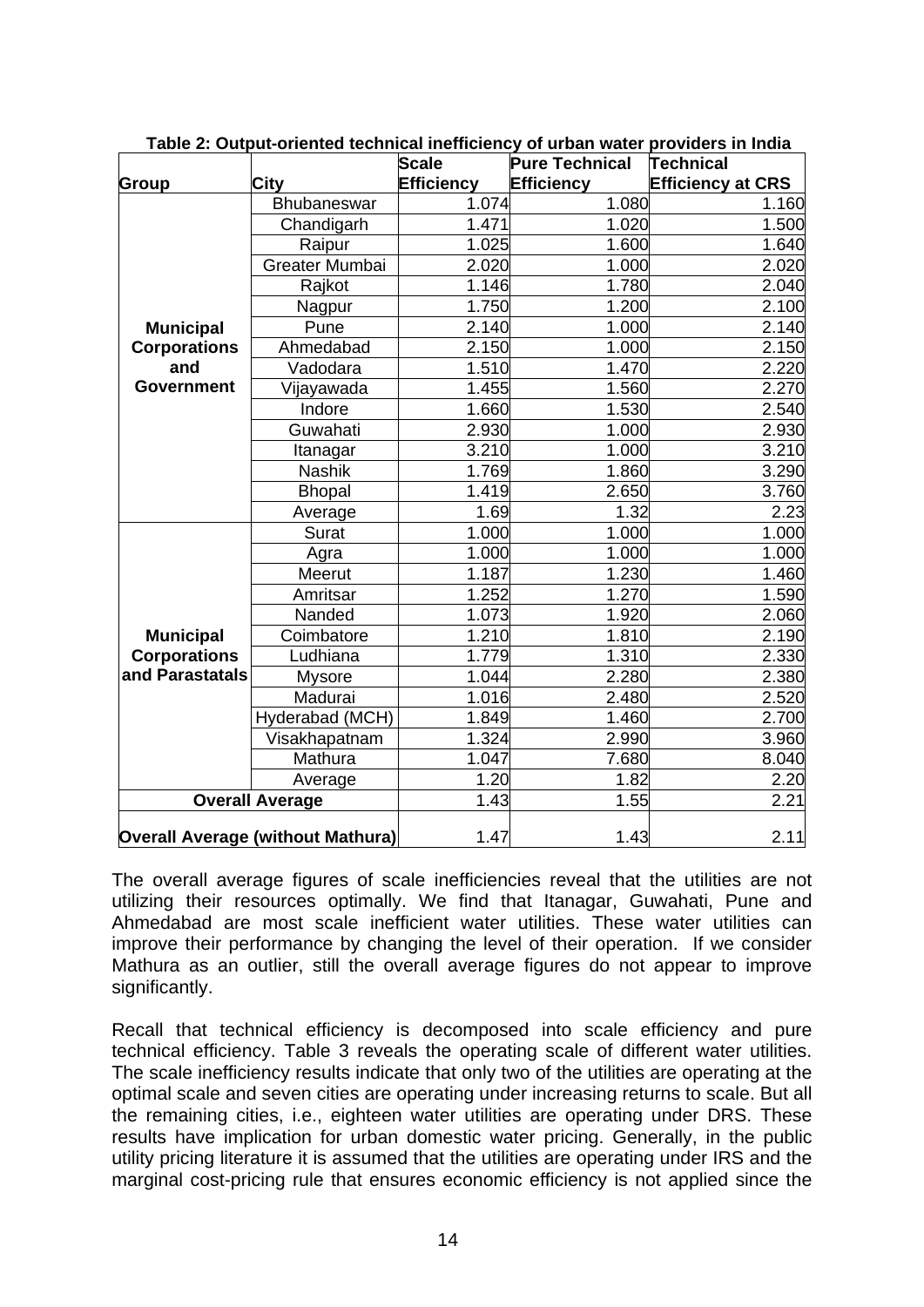**Table 2: Output-oriented technical inefficiency of urban water providers in India**

| Group | City | Scale Efficiency | Pure Technical Efficiency | Technical Efficiency at CRS |
|---|---|---|---|---|
| **Municipal Corporations and Government** | Bhubaneswar | 1.074 | 1.080 | 1.160 |
| | Chandigarh | 1.471 | 1.020 | 1.500 |
| | Raipur | 1.025 | 1.600 | 1.640 |
| | Greater Mumbai | 2.020 | 1.000 | 2.020 |
| | Rajkot | 1.146 | 1.780 | 2.040 |
| | Nagpur | 1.750 | 1.200 | 2.100 |
| | Pune | 2.140 | 1.000 | 2.140 |
| | Ahmedabad | 2.150 | 1.000 | 2.150 |
| | Vadodara | 1.510 | 1.470 | 2.220 |
| | Vijayawada | 1.455 | 1.560 | 2.270 |
| | Indore | 1.660 | 1.530 | 2.540 |
| | Guwahati | 2.930 | 1.000 | 2.930 |
| | Itanagar | 3.210 | 1.000 | 3.210 |
| | Nashik | 1.769 | 1.860 | 3.290 |
| | Bhopal | 1.419 | 2.650 | 3.760 |
| | Average | 1.69 | 1.32 | 2.23 |
| **Municipal Corporations and Parastatals** | Surat | 1.000 | 1.000 | 1.000 |
| | Agra | 1.000 | 1.000 | 1.000 |
| | Meerut | 1.187 | 1.230 | 1.460 |
| | Amritsar | 1.252 | 1.270 | 1.590 |
| | Nanded | 1.073 | 1.920 | 2.060 |
| | Coimbatore | 1.210 | 1.810 | 2.190 |
| | Ludhiana | 1.779 | 1.310 | 2.330 |
| | Mysore | 1.044 | 2.280 | 2.380 |
| | Madurai | 1.016 | 2.480 | 2.520 |
| | Hyderabad (MCH) | 1.849 | 1.460 | 2.700 |
| | Visakhapatnam | 1.324 | 2.990 | 3.960 |
| | Mathura | 1.047 | 7.680 | 8.040 |
| | Average | 1.20 | 1.82 | 2.20 |
| **Overall Average** | | 1.43 | 1.55 | 2.21 |
| **Overall Average (without Mathura)** | | 1.47 | 1.43 | 2.11 |

The overall average figures of scale inefficiencies reveal that the utilities are not utilizing their resources optimally. We find that Itanagar, Guwahati, Pune and Ahmedabad are most scale inefficient water utilities. These water utilities can improve their performance by changing the level of their operation. If we consider Mathura as an outlier, still the overall average figures do not appear to improve significantly.

Recall that technical efficiency is decomposed into scale efficiency and pure technical efficiency. Table 3 reveals the operating scale of different water utilities. The scale inefficiency results indicate that only two of the utilities are operating at the optimal scale and seven cities are operating under increasing returns to scale. But all the remaining cities, i.e., eighteen water utilities are operating under DRS. These results have implication for urban domestic water pricing. Generally, in the public utility pricing literature it is assumed that the utilities are operating under IRS and the marginal cost-pricing rule that ensures economic efficiency is not applied since the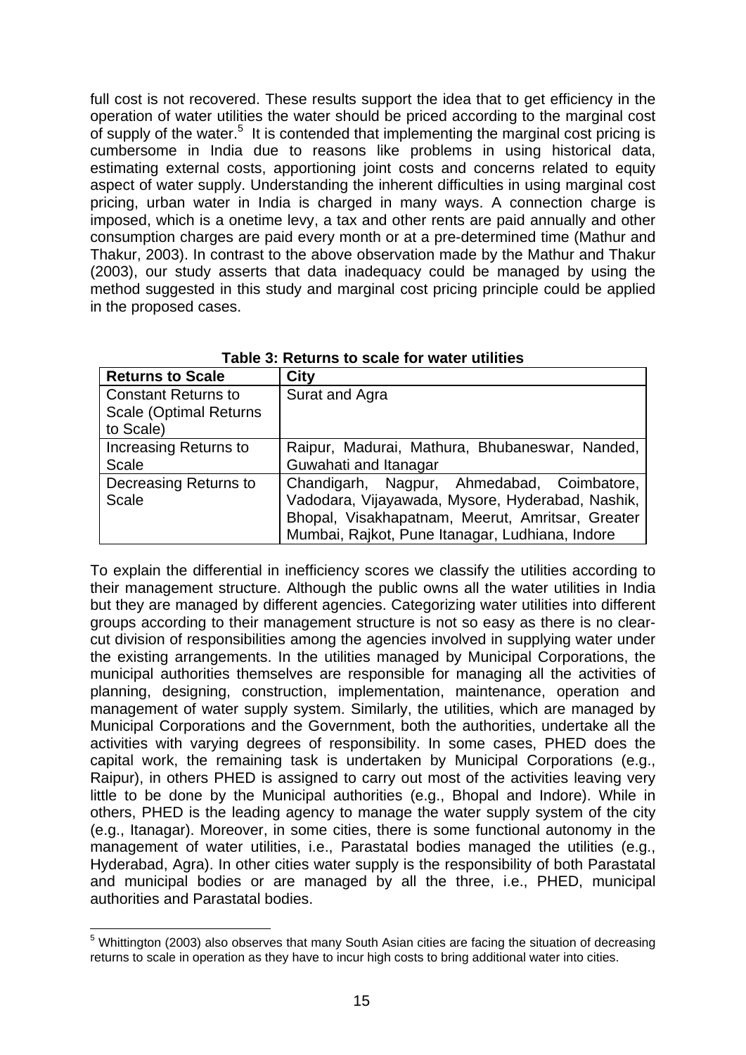full cost is not recovered. These results support the idea that to get efficiency in the operation of water utilities the water should be priced according to the marginal cost of supply of the water.[5] It is contended that implementing the marginal cost pricing is cumbersome in India due to reasons like problems in using historical data, estimating external costs, apportioning joint costs and concerns related to equity aspect of water supply. Understanding the inherent difficulties in using marginal cost pricing, urban water in India is charged in many ways. A connection charge is imposed, which is a onetime levy, a tax and other rents are paid annually and other consumption charges are paid every month or at a pre-determined time (Mathur and Thakur, 2003). In contrast to the above observation made by the Mathur and Thakur (2003), our study asserts that data inadequacy could be managed by using the method suggested in this study and marginal cost pricing principle could be applied in the proposed cases.

**Table 3: Returns to scale for water utilities**

| Returns to Scale | City |
|---|---|
| Constant Returns to Scale (Optimal Returns to Scale) | Surat and Agra |
| Increasing Returns to Scale | Raipur, Madurai, Mathura, Bhubaneswar, Nanded, Guwahati and Itanagar |
| Decreasing Returns to Scale | Chandigarh, Nagpur, Ahmedabad, Coimbatore, Vadodara, Vijayawada, Mysore, Hyderabad, Nashik, Bhopal, Visakhapatnam, Meerut, Amritsar, Greater Mumbai, Rajkot, Pune Itanagar, Ludhiana, Indore |

To explain the differential in inefficiency scores we classify the utilities according to their management structure. Although the public owns all the water utilities in India but they are managed by different agencies. Categorizing water utilities into different groups according to their management structure is not so easy as there is no clear-cut division of responsibilities among the agencies involved in supplying water under the existing arrangements. In the utilities managed by Municipal Corporations, the municipal authorities themselves are responsible for managing all the activities of planning, designing, construction, implementation, maintenance, operation and management of water supply system. Similarly, the utilities, which are managed by Municipal Corporations and the Government, both the authorities, undertake all the activities with varying degrees of responsibility. In some cases, PHED does the capital work, the remaining task is undertaken by Municipal Corporations (e.g., Raipur), in others PHED is assigned to carry out most of the activities leaving very little to be done by the Municipal authorities (e.g., Bhopal and Indore). While in others, PHED is the leading agency to manage the water supply system of the city (e.g., Itanagar). Moreover, in some cities, there is some functional autonomy in the management of water utilities, i.e., Parastatal bodies managed the utilities (e.g., Hyderabad, Agra). In other cities water supply is the responsibility of both Parastatal and municipal bodies or are managed by all the three, i.e., PHED, municipal authorities and Parastatal bodies.

[5] Whittington (2003) also observes that many South Asian cities are facing the situation of decreasing returns to scale in operation as they have to incur high costs to bring additional water into cities.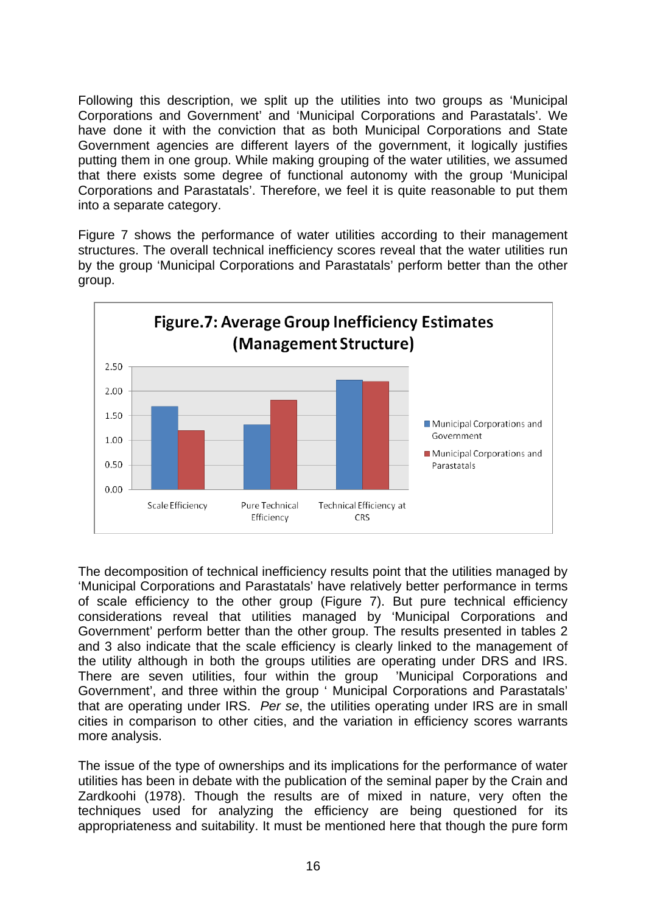Following this description, we split up the utilities into two groups as 'Municipal Corporations and Government' and 'Municipal Corporations and Parastatals'. We have done it with the conviction that as both Municipal Corporations and State Government agencies are different layers of the government, it logically justifies putting them in one group. While making grouping of the water utilities, we assumed that there exists some degree of functional autonomy with the group 'Municipal Corporations and Parastatals'. Therefore, we feel it is quite reasonable to put them into a separate category.

Figure 7 shows the performance of water utilities according to their management structures. The overall technical inefficiency scores reveal that the water utilities run by the group 'Municipal Corporations and Parastatals' perform better than the other group.

**Figure.7: Average Group Inefficiency Estimates (Management Structure)**

The decomposition of technical inefficiency results point that the utilities managed by 'Municipal Corporations and Parastatals' have relatively better performance in terms of scale efficiency to the other group (Figure 7). But pure technical efficiency considerations reveal that utilities managed by 'Municipal Corporations and Government' perform better than the other group. The results presented in tables 2 and 3 also indicate that the scale efficiency is clearly linked to the management of the utility although in both the groups utilities are operating under DRS and IRS. There are seven utilities, four within the group 'Municipal Corporations and Government', and three within the group ' Municipal Corporations and Parastatals' that are operating under IRS. *Per se*, the utilities operating under IRS are in small cities in comparison to other cities, and the variation in efficiency scores warrants more analysis.

The issue of the type of ownerships and its implications for the performance of water utilities has been in debate with the publication of the seminal paper by the Crain and Zardkoohi (1978). Though the results are of mixed in nature, very often the techniques used for analyzing the efficiency are being questioned for its appropriateness and suitability. It must be mentioned here that though the pure form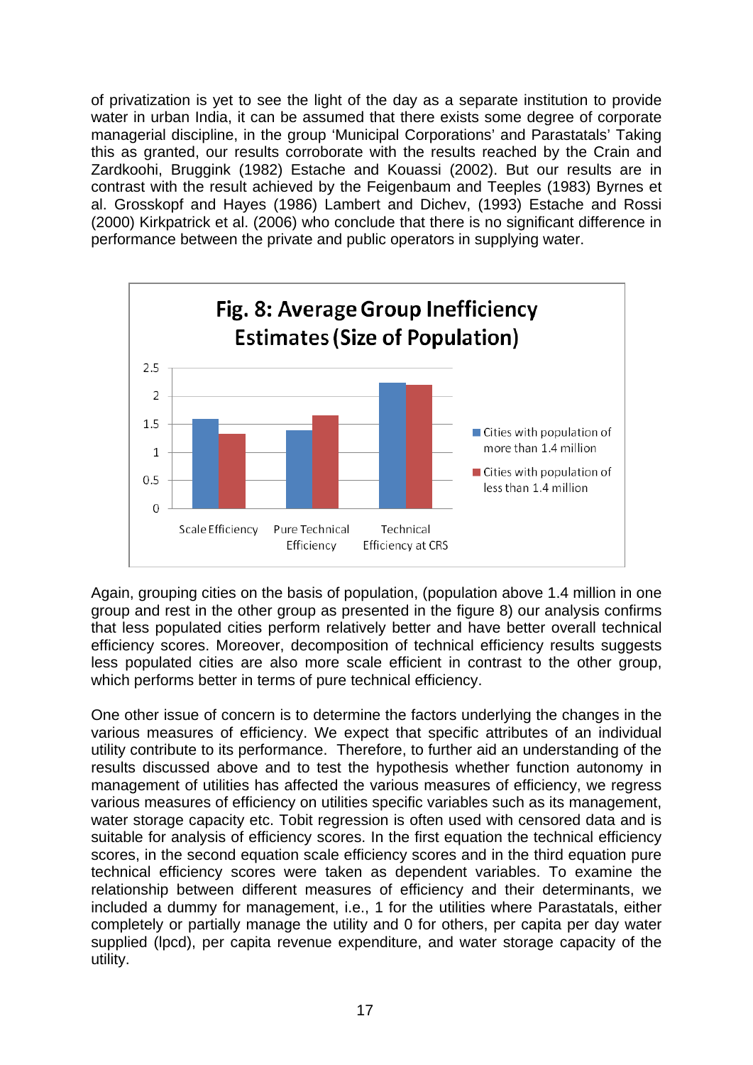of privatization is yet to see the light of the day as a separate institution to provide water in urban India, it can be assumed that there exists some degree of corporate managerial discipline, in the group 'Municipal Corporations' and Parastatals' Taking this as granted, our results corroborate with the results reached by the Crain and Zardkoohi, Bruggink (1982) Estache and Kouassi (2002). But our results are in contrast with the result achieved by the Feigenbaum and Teeples (1983) Byrnes et al. Grosskopf and Hayes (1986) Lambert and Dichev, (1993) Estache and Rossi (2000) Kirkpatrick et al. (2006) who conclude that there is no significant difference in performance between the private and public operators in supplying water.

**Fig. 8: Average Group Inefficiency Estimates (Size of Population)**

Again, grouping cities on the basis of population, (population above 1.4 million in one group and rest in the other group as presented in the figure 8) our analysis confirms that less populated cities perform relatively better and have better overall technical efficiency scores. Moreover, decomposition of technical efficiency results suggests less populated cities are also more scale efficient in contrast to the other group, which performs better in terms of pure technical efficiency.

One other issue of concern is to determine the factors underlying the changes in the various measures of efficiency. We expect that specific attributes of an individual utility contribute to its performance. Therefore, to further aid an understanding of the results discussed above and to test the hypothesis whether function autonomy in management of utilities has affected the various measures of efficiency, we regress various measures of efficiency on utilities specific variables such as its management, water storage capacity etc. Tobit regression is often used with censored data and is suitable for analysis of efficiency scores. In the first equation the technical efficiency scores, in the second equation scale efficiency scores and in the third equation pure technical efficiency scores were taken as dependent variables. To examine the relationship between different measures of efficiency and their determinants, we included a dummy for management, i.e., 1 for the utilities where Parastatals, either completely or partially manage the utility and 0 for others, per capita per day water supplied (lpcd), per capita revenue expenditure, and water storage capacity of the utility.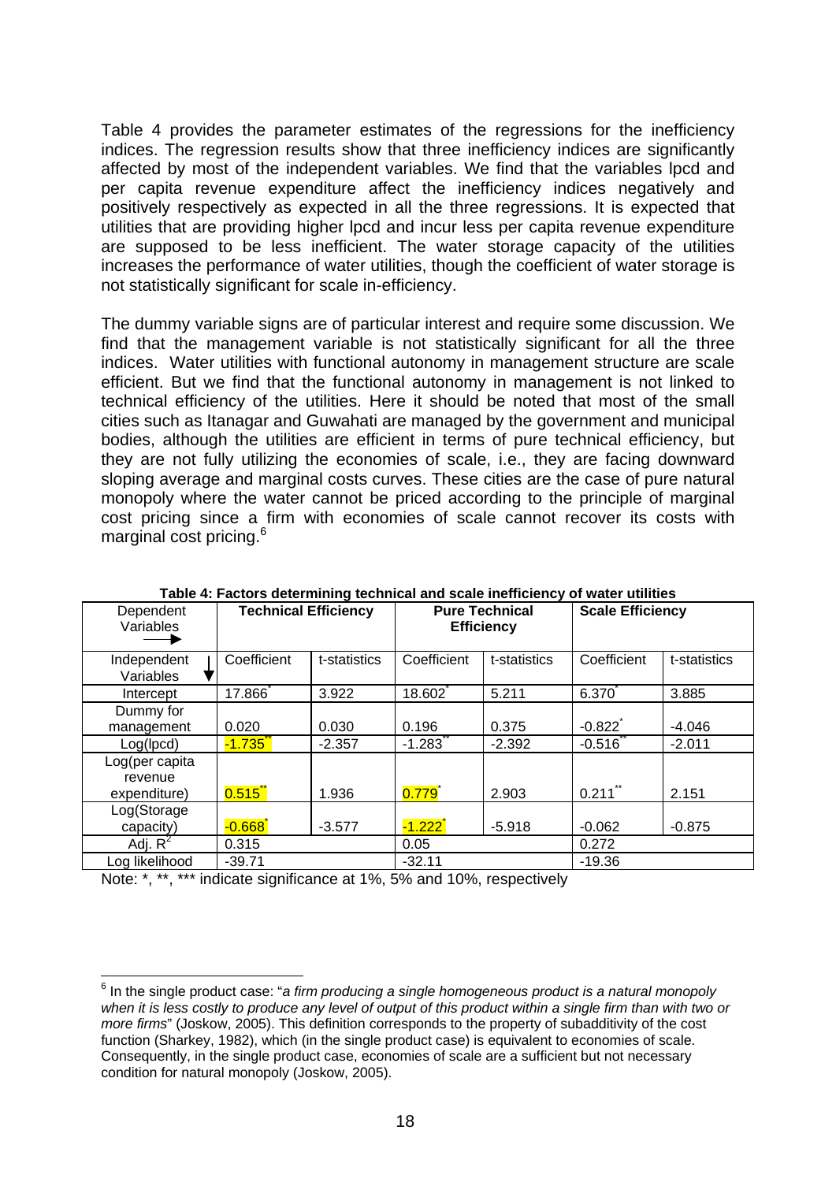Table 4 provides the parameter estimates of the regressions for the inefficiency indices. The regression results show that three inefficiency indices are significantly affected by most of the independent variables. We find that the variables lpcd and per capita revenue expenditure affect the inefficiency indices negatively and positively respectively as expected in all the three regressions. It is expected that utilities that are providing higher lpcd and incur less per capita revenue expenditure are supposed to be less inefficient. The water storage capacity of the utilities increases the performance of water utilities, though the coefficient of water storage is not statistically significant for scale in-efficiency.

The dummy variable signs are of particular interest and require some discussion. We find that the management variable is not statistically significant for all the three indices. Water utilities with functional autonomy in management structure are scale efficient. But we find that the functional autonomy in management is not linked to technical efficiency of the utilities. Here it should be noted that most of the small cities such as Itanagar and Guwahati are managed by the government and municipal bodies, although the utilities are efficient in terms of pure technical efficiency, but they are not fully utilizing the economies of scale, i.e., they are facing downward sloping average and marginal costs curves. These cities are the case of pure natural monopoly where the water cannot be priced according to the principle of marginal cost pricing since a firm with economies of scale cannot recover its costs with marginal cost pricing.[6]

**Table 4: Factors determining technical and scale inefficiency of water utilities**

| Dependent Variables → | Technical Efficiency | | Pure Technical Efficiency | | Scale Efficiency | |
|---|---|---|---|---|---|---|
| Independent Variables ↓ | Coefficient | t-statistics | Coefficient | t-statistics | Coefficient | t-statistics |
| Intercept | 17.866* | 3.922 | 18.602* | 5.211 | 6.370* | 3.885 |
| Dummy for management | 0.020 | 0.030 | 0.196 | 0.375 | -0.822* | -4.046 |
| Log(lpcd) | -1.735** | -2.357 | -1.283** | -2.392 | -0.516** | -2.011 |
| Log(per capita revenue expenditure) | 0.515** | 1.936 | 0.779* | 2.903 | 0.211** | 2.151 |
| Log(Storage capacity) | -0.668* | -3.577 | -1.222* | -5.918 | -0.062 | -0.875 |
| Adj. $R^2$ | 0.315 | | 0.05 | | 0.272 | |
| Log likelihood | -39.71 | | -32.11 | | -19.36 | |

Note: *, **, *** indicate significance at 1%, 5% and 10%, respectively

[6] In the single product case: "*a firm producing a single homogeneous product is a natural monopoly when it is less costly to produce any level of output of this product within a single firm than with two or more firms*" (Joskow, 2005). This definition corresponds to the property of subadditivity of the cost function (Sharkey, 1982), which (in the single product case) is equivalent to economies of scale. Consequently, in the single product case, economies of scale are a sufficient but not necessary condition for natural monopoly (Joskow, 2005).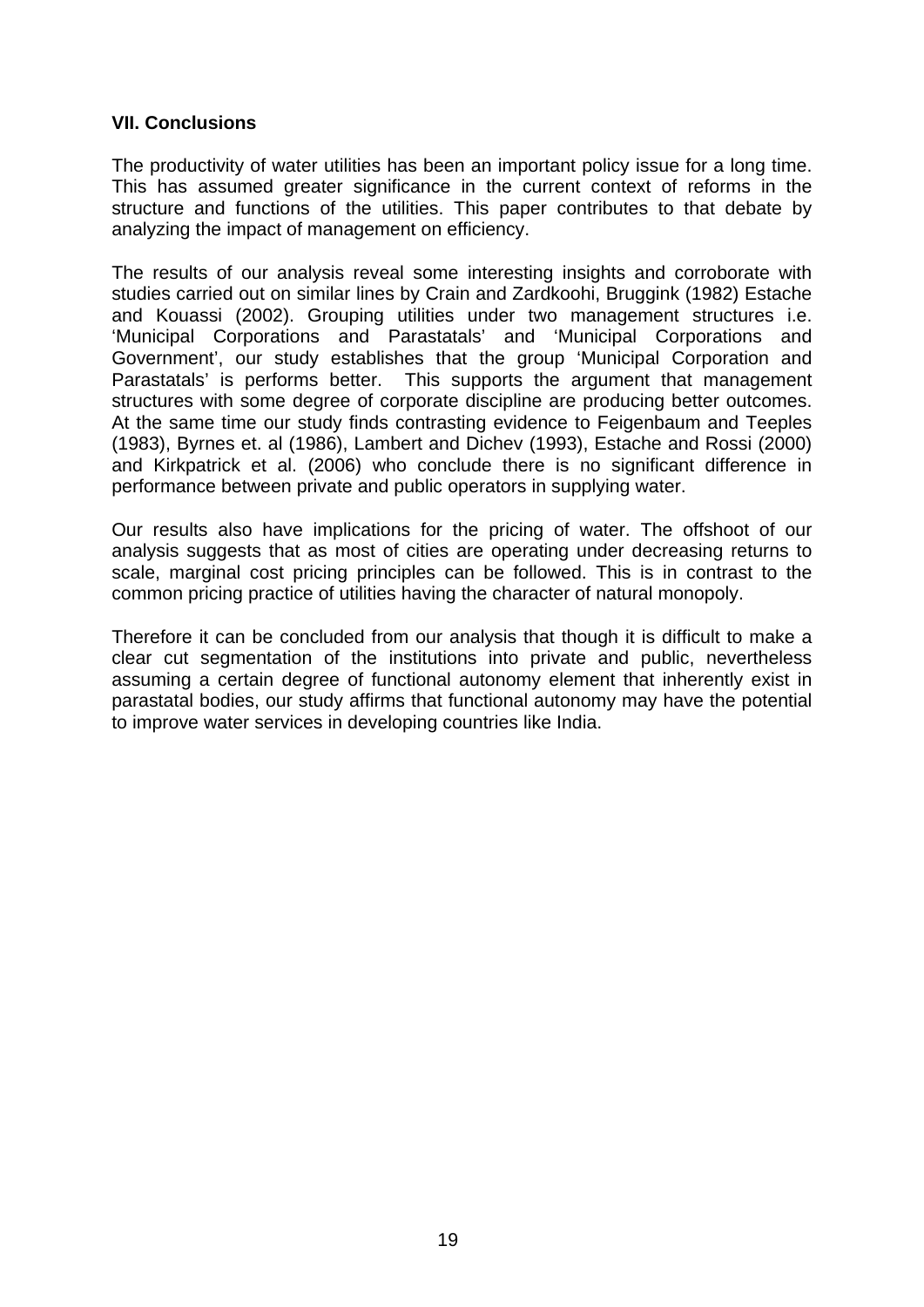## VII. Conclusions

The productivity of water utilities has been an important policy issue for a long time. This has assumed greater significance in the current context of reforms in the structure and functions of the utilities. This paper contributes to that debate by analyzing the impact of management on efficiency.

The results of our analysis reveal some interesting insights and corroborate with studies carried out on similar lines by Crain and Zardkoohi, Bruggink (1982) Estache and Kouassi (2002). Grouping utilities under two management structures i.e. 'Municipal Corporations and Parastatals' and 'Municipal Corporations and Government', our study establishes that the group 'Municipal Corporation and Parastatals' is performs better. This supports the argument that management structures with some degree of corporate discipline are producing better outcomes. At the same time our study finds contrasting evidence to Feigenbaum and Teeples (1983), Byrnes et. al (1986), Lambert and Dichev (1993), Estache and Rossi (2000) and Kirkpatrick et al. (2006) who conclude there is no significant difference in performance between private and public operators in supplying water.

Our results also have implications for the pricing of water. The offshoot of our analysis suggests that as most of cities are operating under decreasing returns to scale, marginal cost pricing principles can be followed. This is in contrast to the common pricing practice of utilities having the character of natural monopoly.

Therefore it can be concluded from our analysis that though it is difficult to make a clear cut segmentation of the institutions into private and public, nevertheless assuming a certain degree of functional autonomy element that inherently exist in parastatal bodies, our study affirms that functional autonomy may have the potential to improve water services in developing countries like India.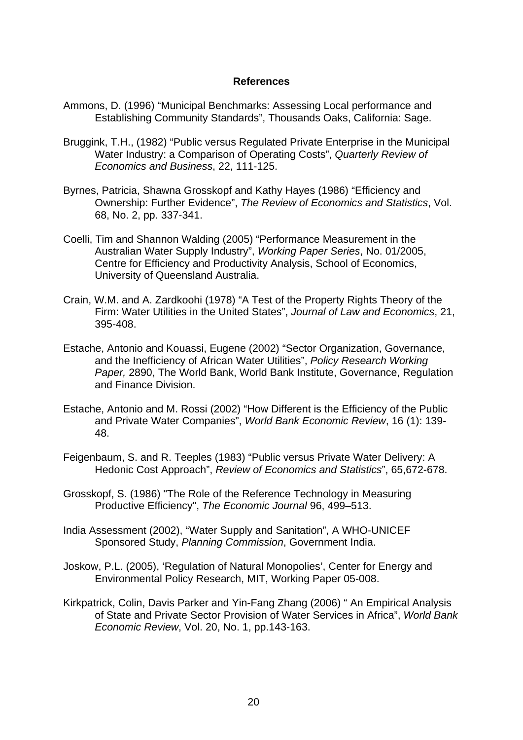## References

Ammons, D. (1996) "Municipal Benchmarks: Assessing Local performance and Establishing Community Standards", Thousands Oaks, California: Sage.

Bruggink, T.H., (1982) "Public versus Regulated Private Enterprise in the Municipal Water Industry: a Comparison of Operating Costs", *Quarterly Review of Economics and Business*, 22, 111-125.

Byrnes, Patricia, Shawna Grosskopf and Kathy Hayes (1986) "Efficiency and Ownership: Further Evidence", *The Review of Economics and Statistics*, Vol. 68, No. 2, pp. 337-341.

Coelli, Tim and Shannon Walding (2005) "Performance Measurement in the Australian Water Supply Industry", *Working Paper Series*, No. 01/2005, Centre for Efficiency and Productivity Analysis, School of Economics, University of Queensland Australia.

Crain, W.M. and A. Zardkoohi (1978) "A Test of the Property Rights Theory of the Firm: Water Utilities in the United States", *Journal of Law and Economics*, 21, 395-408.

Estache, Antonio and Kouassi, Eugene (2002) "Sector Organization, Governance, and the Inefficiency of African Water Utilities", *Policy Research Working Paper,* 2890, The World Bank, World Bank Institute, Governance, Regulation and Finance Division.

Estache, Antonio and M. Rossi (2002) "How Different is the Efficiency of the Public and Private Water Companies", *World Bank Economic Review*, 16 (1): 139-48.

Feigenbaum, S. and R. Teeples (1983) "Public versus Private Water Delivery: A Hedonic Cost Approach", *Review of Economics and Statistics*", 65,672-678.

Grosskopf, S. (1986) "The Role of the Reference Technology in Measuring Productive Efficiency", *The Economic Journal* 96, 499–513.

India Assessment (2002), "Water Supply and Sanitation", A WHO-UNICEF Sponsored Study, *Planning Commission*, Government India.

Joskow, P.L. (2005), 'Regulation of Natural Monopolies', Center for Energy and Environmental Policy Research, MIT, Working Paper 05-008.

Kirkpatrick, Colin, Davis Parker and Yin-Fang Zhang (2006) " An Empirical Analysis of State and Private Sector Provision of Water Services in Africa", *World Bank Economic Review*, Vol. 20, No. 1, pp.143-163.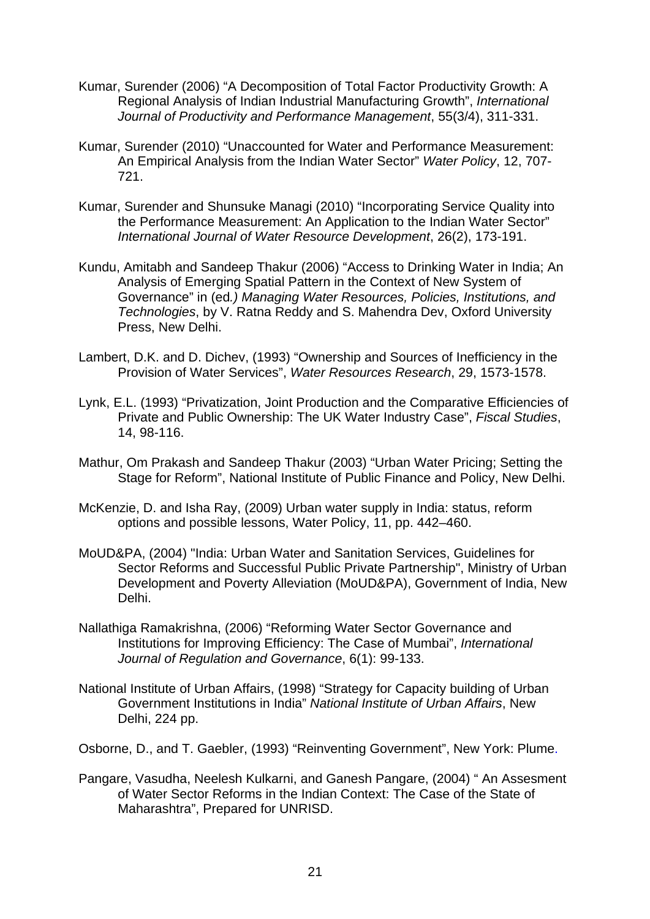Kumar, Surender (2006) "A Decomposition of Total Factor Productivity Growth: A Regional Analysis of Indian Industrial Manufacturing Growth", *International Journal of Productivity and Performance Management*, 55(3/4), 311-331.

Kumar, Surender (2010) "Unaccounted for Water and Performance Measurement: An Empirical Analysis from the Indian Water Sector" *Water Policy*, 12, 707-721.

Kumar, Surender and Shunsuke Managi (2010) "Incorporating Service Quality into the Performance Measurement: An Application to the Indian Water Sector" *International Journal of Water Resource Development*, 26(2), 173-191.

Kundu, Amitabh and Sandeep Thakur (2006) "Access to Drinking Water in India; An Analysis of Emerging Spatial Pattern in the Context of New System of Governance" in (ed*.) Managing Water Resources, Policies, Institutions, and Technologies*, by V. Ratna Reddy and S. Mahendra Dev, Oxford University Press, New Delhi.

Lambert, D.K. and D. Dichev, (1993) "Ownership and Sources of Inefficiency in the Provision of Water Services", *Water Resources Research*, 29, 1573-1578.

Lynk, E.L. (1993) "Privatization, Joint Production and the Comparative Efficiencies of Private and Public Ownership: The UK Water Industry Case", *Fiscal Studies*, 14, 98-116.

Mathur, Om Prakash and Sandeep Thakur (2003) "Urban Water Pricing; Setting the Stage for Reform", National Institute of Public Finance and Policy, New Delhi.

McKenzie, D. and Isha Ray, (2009) Urban water supply in India: status, reform options and possible lessons, Water Policy, 11, pp. 442–460.

MoUD&PA, (2004) "India: Urban Water and Sanitation Services, Guidelines for Sector Reforms and Successful Public Private Partnership", Ministry of Urban Development and Poverty Alleviation (MoUD&PA), Government of India, New Delhi.

Nallathiga Ramakrishna, (2006) "Reforming Water Sector Governance and Institutions for Improving Efficiency: The Case of Mumbai", *International Journal of Regulation and Governance*, 6(1): 99-133.

National Institute of Urban Affairs, (1998) "Strategy for Capacity building of Urban Government Institutions in India" *National Institute of Urban Affairs*, New Delhi, 224 pp.

Osborne, D., and T. Gaebler, (1993) "Reinventing Government", New York: Plume.

Pangare, Vasudha, Neelesh Kulkarni, and Ganesh Pangare, (2004) " An Assesment of Water Sector Reforms in the Indian Context: The Case of the State of Maharashtra", Prepared for UNRISD.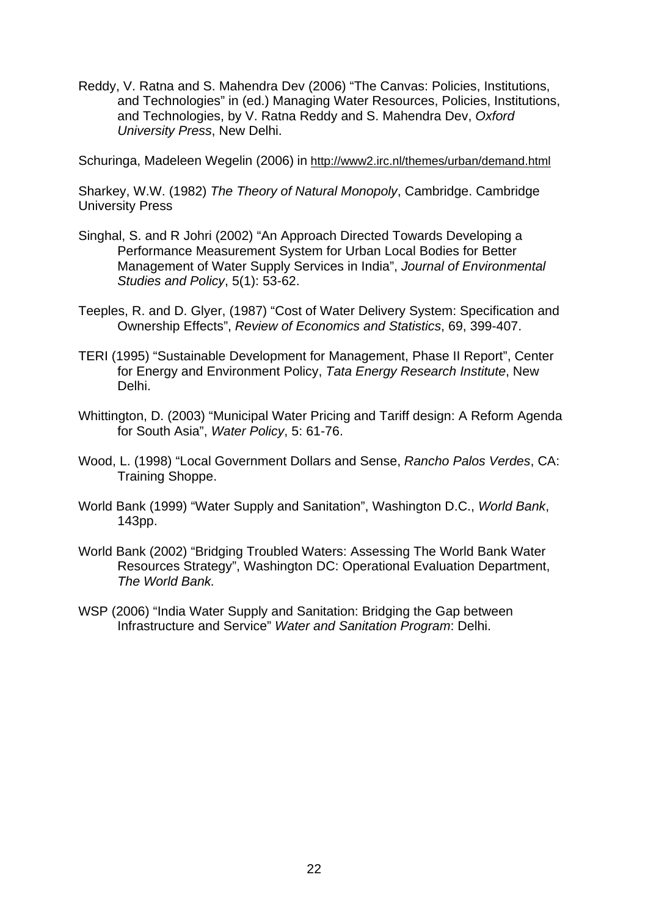Reddy, V. Ratna and S. Mahendra Dev (2006) “The Canvas: Policies, Institutions, and Technologies” in (ed.) Managing Water Resources, Policies, Institutions, and Technologies, by V. Ratna Reddy and S. Mahendra Dev, *Oxford University Press*, New Delhi.

Schuringa, Madeleen Wegelin (2006) in http://www2.irc.nl/themes/urban/demand.html

Sharkey, W.W. (1982) *The Theory of Natural Monopoly*, Cambridge. Cambridge University Press

Singhal, S. and R Johri (2002) “An Approach Directed Towards Developing a Performance Measurement System for Urban Local Bodies for Better Management of Water Supply Services in India”, *Journal of Environmental Studies and Policy*, 5(1): 53-62.

Teeples, R. and D. Glyer, (1987) “Cost of Water Delivery System: Specification and Ownership Effects”, *Review of Economics and Statistics*, 69, 399-407.

TERI (1995) “Sustainable Development for Management, Phase II Report”, Center for Energy and Environment Policy, *Tata Energy Research Institute*, New Delhi.

Whittington, D. (2003) “Municipal Water Pricing and Tariff design: A Reform Agenda for South Asia”, *Water Policy*, 5: 61-76.

Wood, L. (1998) “Local Government Dollars and Sense, *Rancho Palos Verdes*, CA: Training Shoppe.

World Bank (1999) “Water Supply and Sanitation”, Washington D.C., *World Bank*, 143pp.

World Bank (2002) “Bridging Troubled Waters: Assessing The World Bank Water Resources Strategy”, Washington DC: Operational Evaluation Department, *The World Bank.*

WSP (2006) “India Water Supply and Sanitation: Bridging the Gap between Infrastructure and Service” *Water and Sanitation Program*: Delhi.